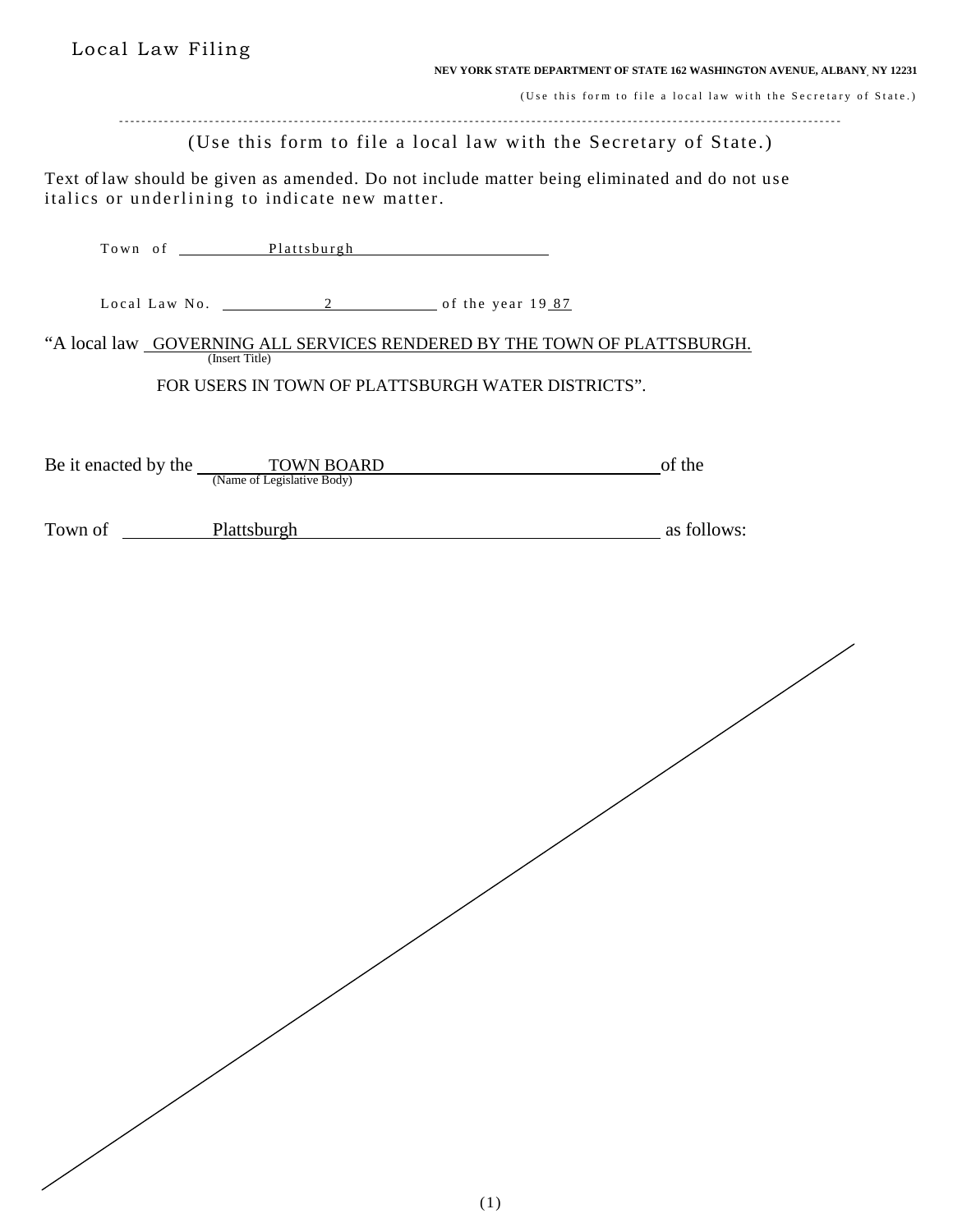Local Law Filing

**NEV YORK STATE DEPARTMENT OF STATE 162 WASHINGTON AVENUE, ALBANY, NY 12231**

(Use this form to file a local law with the Secretary of State.)

---

(Use this form to file a local law with the Secretary of State.)

Text of law should be given as amended. Do not include matter being eliminated and do not use italics or underlining to indicate new matter.

Town of Plattsburgh

Local Law No. 2 of the year 19 87

"A local law GOVERNING ALL SERVICES RENDERED BY THE TOWN OF PLATTSBURGH.
(Insert Title)

FOR USERS IN TOWN OF PLATTSBURGH WATER DISTRICTS".

Be it enacted by the TOWN BOARD of the
(Name of Legislative Body)

Town of Plattsburgh as follows: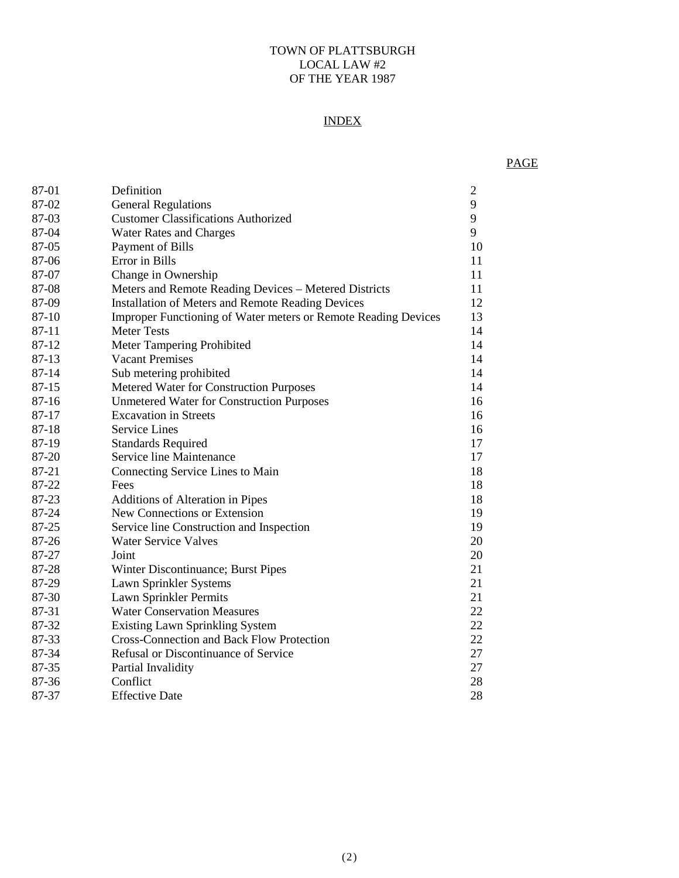TOWN OF PLATTSBURGH
LOCAL LAW #2
OF THE YEAR 1987

## INDEX

| | | PAGE |
|---|---|---|
| 87-01 | Definition | 2 |
| 87-02 | General Regulations | 9 |
| 87-03 | Customer Classifications Authorized | 9 |
| 87-04 | Water Rates and Charges | 9 |
| 87-05 | Payment of Bills | 10 |
| 87-06 | Error in Bills | 11 |
| 87-07 | Change in Ownership | 11 |
| 87-08 | Meters and Remote Reading Devices – Metered Districts | 11 |
| 87-09 | Installation of Meters and Remote Reading Devices | 12 |
| 87-10 | Improper Functioning of Water meters or Remote Reading Devices | 13 |
| 87-11 | Meter Tests | 14 |
| 87-12 | Meter Tampering Prohibited | 14 |
| 87-13 | Vacant Premises | 14 |
| 87-14 | Sub metering prohibited | 14 |
| 87-15 | Metered Water for Construction Purposes | 14 |
| 87-16 | Unmetered Water for Construction Purposes | 16 |
| 87-17 | Excavation in Streets | 16 |
| 87-18 | Service Lines | 16 |
| 87-19 | Standards Required | 17 |
| 87-20 | Service line Maintenance | 17 |
| 87-21 | Connecting Service Lines to Main | 18 |
| 87-22 | Fees | 18 |
| 87-23 | Additions of Alteration in Pipes | 18 |
| 87-24 | New Connections or Extension | 19 |
| 87-25 | Service line Construction and Inspection | 19 |
| 87-26 | Water Service Valves | 20 |
| 87-27 | Joint | 20 |
| 87-28 | Winter Discontinuance; Burst Pipes | 21 |
| 87-29 | Lawn Sprinkler Systems | 21 |
| 87-30 | Lawn Sprinkler Permits | 21 |
| 87-31 | Water Conservation Measures | 22 |
| 87-32 | Existing Lawn Sprinkling System | 22 |
| 87-33 | Cross-Connection and Back Flow Protection | 22 |
| 87-34 | Refusal or Discontinuance of Service | 27 |
| 87-35 | Partial Invalidity | 27 |
| 87-36 | Conflict | 28 |
| 87-37 | Effective Date | 28 |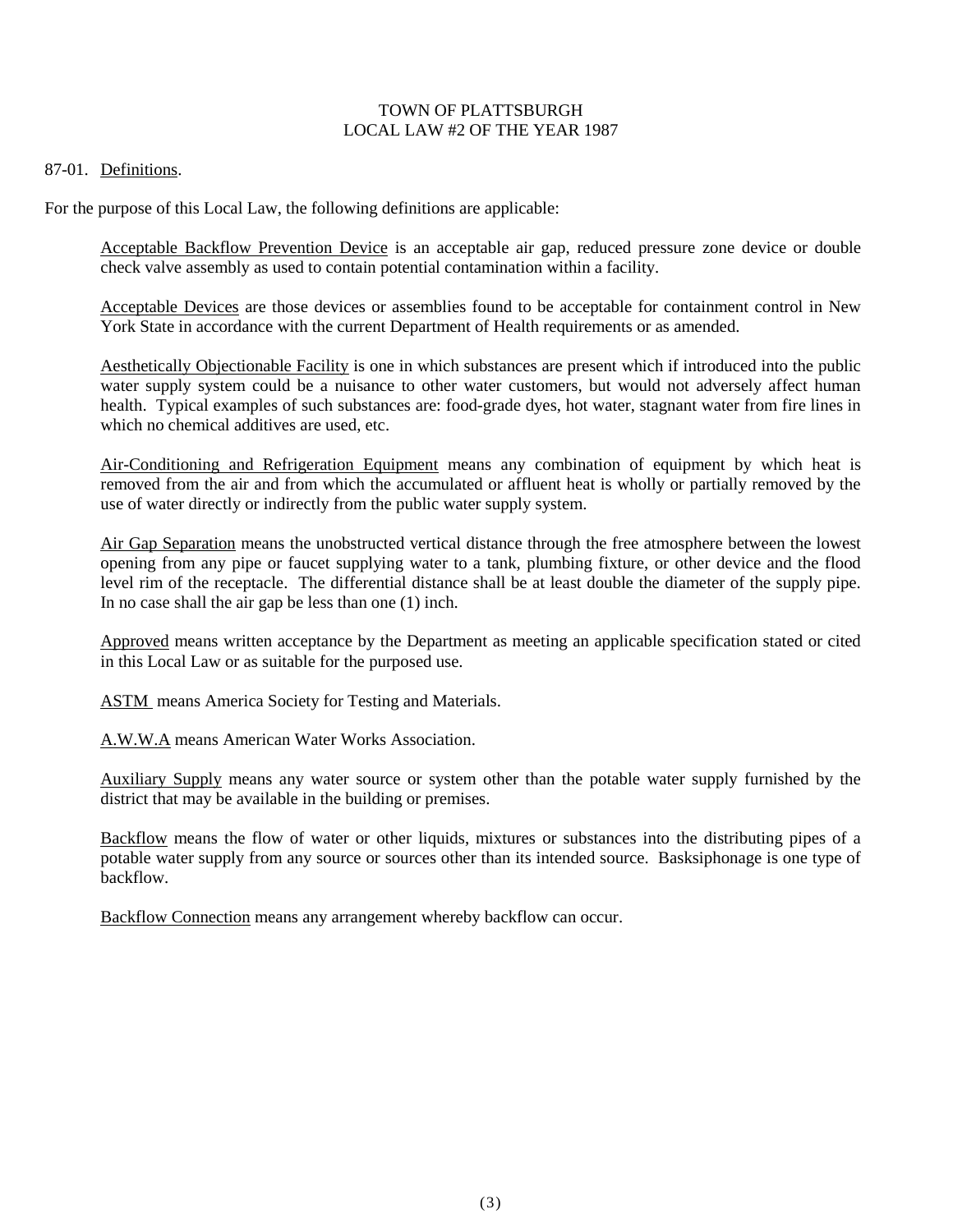TOWN OF PLATTSBURGH
LOCAL LAW #2 OF THE YEAR 1987

87-01. Definitions.

For the purpose of this Local Law, the following definitions are applicable:

Acceptable Backflow Prevention Device is an acceptable air gap, reduced pressure zone device or double check valve assembly as used to contain potential contamination within a facility.

Acceptable Devices are those devices or assemblies found to be acceptable for containment control in New York State in accordance with the current Department of Health requirements or as amended.

Aesthetically Objectionable Facility is one in which substances are present which if introduced into the public water supply system could be a nuisance to other water customers, but would not adversely affect human health. Typical examples of such substances are: food-grade dyes, hot water, stagnant water from fire lines in which no chemical additives are used, etc.

Air-Conditioning and Refrigeration Equipment means any combination of equipment by which heat is removed from the air and from which the accumulated or affluent heat is wholly or partially removed by the use of water directly or indirectly from the public water supply system.

Air Gap Separation means the unobstructed vertical distance through the free atmosphere between the lowest opening from any pipe or faucet supplying water to a tank, plumbing fixture, or other device and the flood level rim of the receptacle. The differential distance shall be at least double the diameter of the supply pipe. In no case shall the air gap be less than one (1) inch.

Approved means written acceptance by the Department as meeting an applicable specification stated or cited in this Local Law or as suitable for the purposed use.

ASTM means America Society for Testing and Materials.

A.W.W.A means American Water Works Association.

Auxiliary Supply means any water source or system other than the potable water supply furnished by the district that may be available in the building or premises.

Backflow means the flow of water or other liquids, mixtures or substances into the distributing pipes of a potable water supply from any source or sources other than its intended source. Basksiphonage is one type of backflow.

Backflow Connection means any arrangement whereby backflow can occur.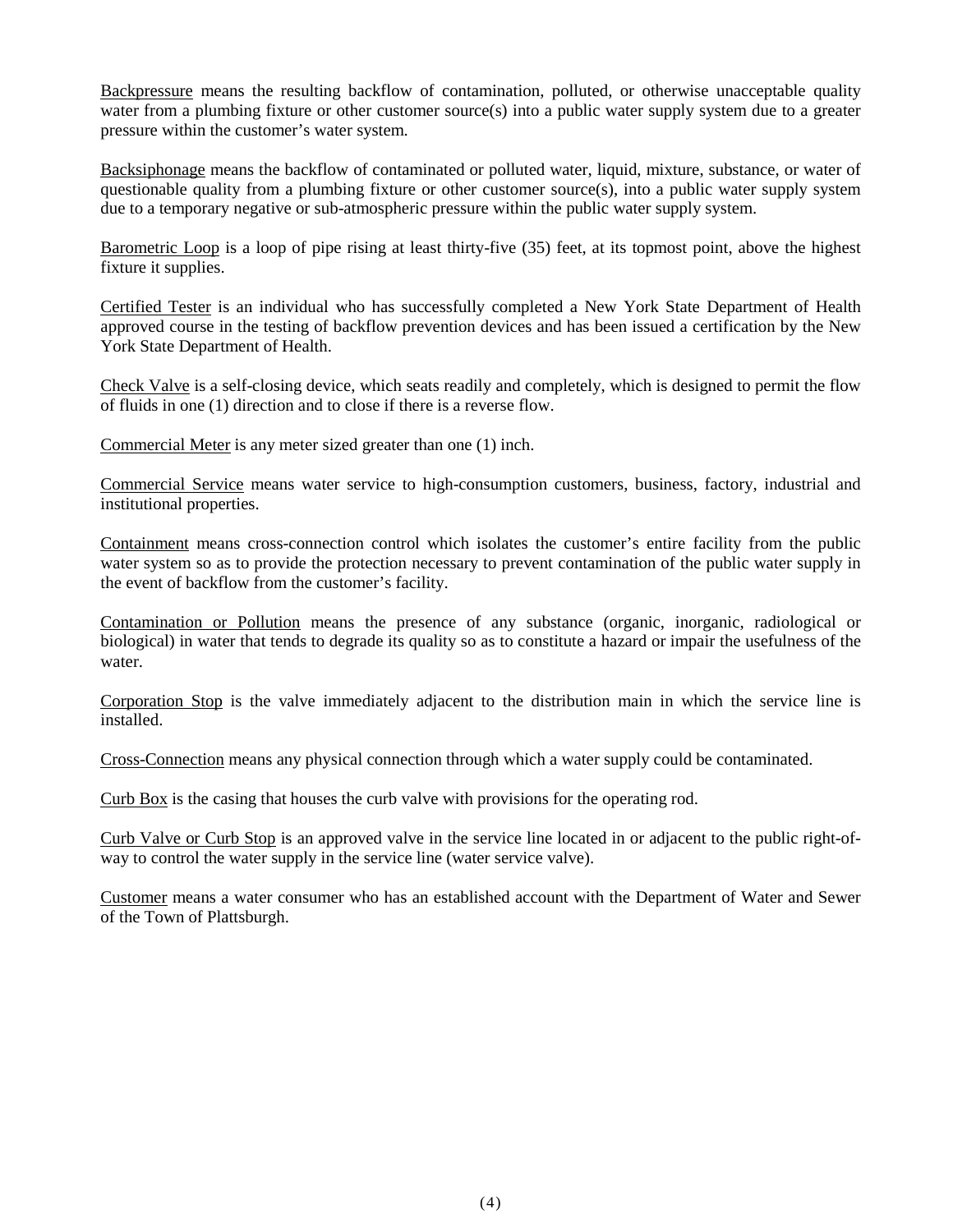Backpressure means the resulting backflow of contamination, polluted, or otherwise unacceptable quality water from a plumbing fixture or other customer source(s) into a public water supply system due to a greater pressure within the customer's water system.

Backsiphonage means the backflow of contaminated or polluted water, liquid, mixture, substance, or water of questionable quality from a plumbing fixture or other customer source(s), into a public water supply system due to a temporary negative or sub-atmospheric pressure within the public water supply system.

Barometric Loop is a loop of pipe rising at least thirty-five (35) feet, at its topmost point, above the highest fixture it supplies.

Certified Tester is an individual who has successfully completed a New York State Department of Health approved course in the testing of backflow prevention devices and has been issued a certification by the New York State Department of Health.

Check Valve is a self-closing device, which seats readily and completely, which is designed to permit the flow of fluids in one (1) direction and to close if there is a reverse flow.

Commercial Meter is any meter sized greater than one (1) inch.

Commercial Service means water service to high-consumption customers, business, factory, industrial and institutional properties.

Containment means cross-connection control which isolates the customer's entire facility from the public water system so as to provide the protection necessary to prevent contamination of the public water supply in the event of backflow from the customer's facility.

Contamination or Pollution means the presence of any substance (organic, inorganic, radiological or biological) in water that tends to degrade its quality so as to constitute a hazard or impair the usefulness of the water.

Corporation Stop is the valve immediately adjacent to the distribution main in which the service line is installed.

Cross-Connection means any physical connection through which a water supply could be contaminated.

Curb Box is the casing that houses the curb valve with provisions for the operating rod.

Curb Valve or Curb Stop is an approved valve in the service line located in or adjacent to the public right-of-way to control the water supply in the service line (water service valve).

Customer means a water consumer who has an established account with the Department of Water and Sewer of the Town of Plattsburgh.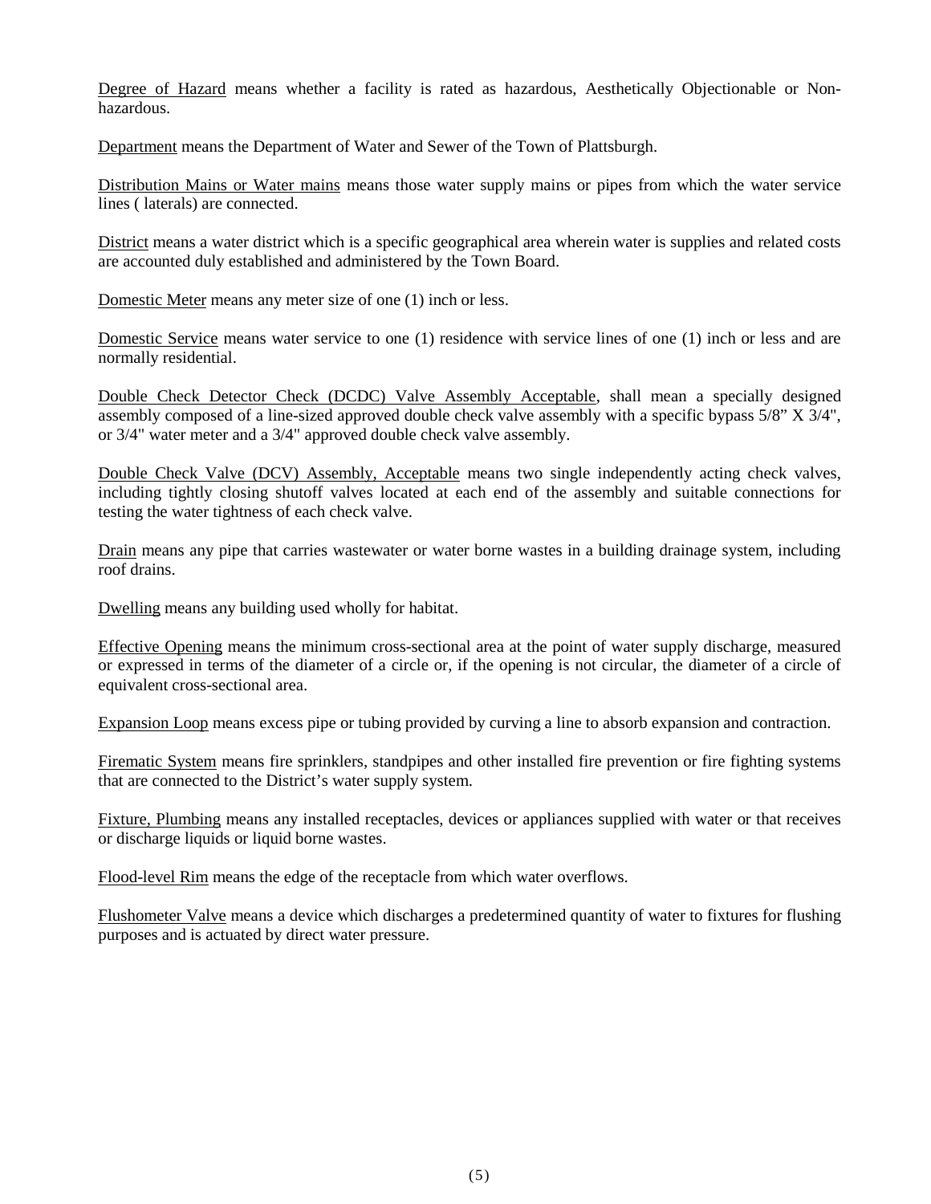Degree of Hazard means whether a facility is rated as hazardous, Aesthetically Objectionable or Non-hazardous.

Department means the Department of Water and Sewer of the Town of Plattsburgh.

Distribution Mains or Water mains means those water supply mains or pipes from which the water service lines ( laterals) are connected.

District means a water district which is a specific geographical area wherein water is supplies and related costs are accounted duly established and administered by the Town Board.

Domestic Meter means any meter size of one (1) inch or less.

Domestic Service means water service to one (1) residence with service lines of one (1) inch or less and are normally residential.

Double Check Detector Check (DCDC) Valve Assembly Acceptable, shall mean a specially designed assembly composed of a line-sized approved double check valve assembly with a specific bypass 5/8" X 3/4", or 3/4" water meter and a 3/4" approved double check valve assembly.

Double Check Valve (DCV) Assembly, Acceptable means two single independently acting check valves, including tightly closing shutoff valves located at each end of the assembly and suitable connections for testing the water tightness of each check valve.

Drain means any pipe that carries wastewater or water borne wastes in a building drainage system, including roof drains.

Dwelling means any building used wholly for habitat.

Effective Opening means the minimum cross-sectional area at the point of water supply discharge, measured or expressed in terms of the diameter of a circle or, if the opening is not circular, the diameter of a circle of equivalent cross-sectional area.

Expansion Loop means excess pipe or tubing provided by curving a line to absorb expansion and contraction.

Firematic System means fire sprinklers, standpipes and other installed fire prevention or fire fighting systems that are connected to the District's water supply system.

Fixture, Plumbing means any installed receptacles, devices or appliances supplied with water or that receives or discharge liquids or liquid borne wastes.

Flood-level Rim means the edge of the receptacle from which water overflows.

Flushometer Valve means a device which discharges a predetermined quantity of water to fixtures for flushing purposes and is actuated by direct water pressure.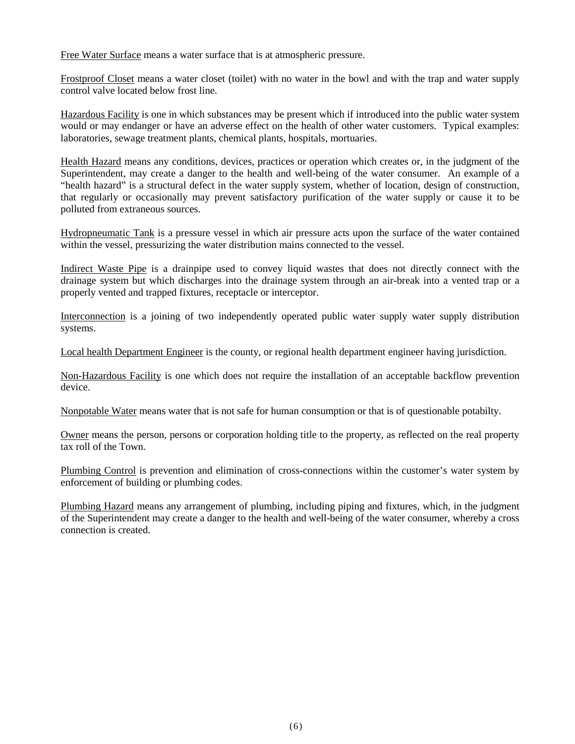Free Water Surface means a water surface that is at atmospheric pressure.

Frostproof Closet means a water closet (toilet) with no water in the bowl and with the trap and water supply control valve located below frost line.

Hazardous Facility is one in which substances may be present which if introduced into the public water system would or may endanger or have an adverse effect on the health of other water customers. Typical examples: laboratories, sewage treatment plants, chemical plants, hospitals, mortuaries.

Health Hazard means any conditions, devices, practices or operation which creates or, in the judgment of the Superintendent, may create a danger to the health and well-being of the water consumer. An example of a "health hazard" is a structural defect in the water supply system, whether of location, design of construction, that regularly or occasionally may prevent satisfactory purification of the water supply or cause it to be polluted from extraneous sources.

Hydropneumatic Tank is a pressure vessel in which air pressure acts upon the surface of the water contained within the vessel, pressurizing the water distribution mains connected to the vessel.

Indirect Waste Pipe is a drainpipe used to convey liquid wastes that does not directly connect with the drainage system but which discharges into the drainage system through an air-break into a vented trap or a properly vented and trapped fixtures, receptacle or interceptor.

Interconnection is a joining of two independently operated public water supply water supply distribution systems.

Local health Department Engineer is the county, or regional health department engineer having jurisdiction.

Non-Hazardous Facility is one which does not require the installation of an acceptable backflow prevention device.

Nonpotable Water means water that is not safe for human consumption or that is of questionable potabilty.

Owner means the person, persons or corporation holding title to the property, as reflected on the real property tax roll of the Town.

Plumbing Control is prevention and elimination of cross-connections within the customer's water system by enforcement of building or plumbing codes.

Plumbing Hazard means any arrangement of plumbing, including piping and fixtures, which, in the judgment of the Superintendent may create a danger to the health and well-being of the water consumer, whereby a cross connection is created.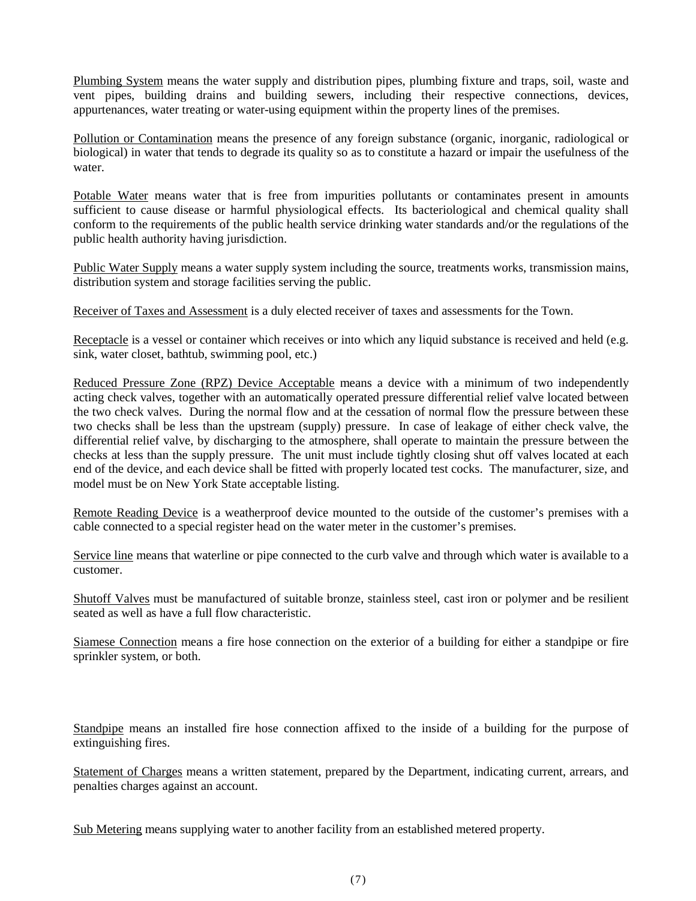Plumbing System means the water supply and distribution pipes, plumbing fixture and traps, soil, waste and vent pipes, building drains and building sewers, including their respective connections, devices, appurtenances, water treating or water-using equipment within the property lines of the premises.

Pollution or Contamination means the presence of any foreign substance (organic, inorganic, radiological or biological) in water that tends to degrade its quality so as to constitute a hazard or impair the usefulness of the water.

Potable Water means water that is free from impurities pollutants or contaminates present in amounts sufficient to cause disease or harmful physiological effects. Its bacteriological and chemical quality shall conform to the requirements of the public health service drinking water standards and/or the regulations of the public health authority having jurisdiction.

Public Water Supply means a water supply system including the source, treatments works, transmission mains, distribution system and storage facilities serving the public.

Receiver of Taxes and Assessment is a duly elected receiver of taxes and assessments for the Town.

Receptacle is a vessel or container which receives or into which any liquid substance is received and held (e.g. sink, water closet, bathtub, swimming pool, etc.)

Reduced Pressure Zone (RPZ) Device Acceptable means a device with a minimum of two independently acting check valves, together with an automatically operated pressure differential relief valve located between the two check valves. During the normal flow and at the cessation of normal flow the pressure between these two checks shall be less than the upstream (supply) pressure. In case of leakage of either check valve, the differential relief valve, by discharging to the atmosphere, shall operate to maintain the pressure between the checks at less than the supply pressure. The unit must include tightly closing shut off valves located at each end of the device, and each device shall be fitted with properly located test cocks. The manufacturer, size, and model must be on New York State acceptable listing.

Remote Reading Device is a weatherproof device mounted to the outside of the customer's premises with a cable connected to a special register head on the water meter in the customer's premises.

Service line means that waterline or pipe connected to the curb valve and through which water is available to a customer.

Shutoff Valves must be manufactured of suitable bronze, stainless steel, cast iron or polymer and be resilient seated as well as have a full flow characteristic.

Siamese Connection means a fire hose connection on the exterior of a building for either a standpipe or fire sprinkler system, or both.

Standpipe means an installed fire hose connection affixed to the inside of a building for the purpose of extinguishing fires.

Statement of Charges means a written statement, prepared by the Department, indicating current, arrears, and penalties charges against an account.

Sub Metering means supplying water to another facility from an established metered property.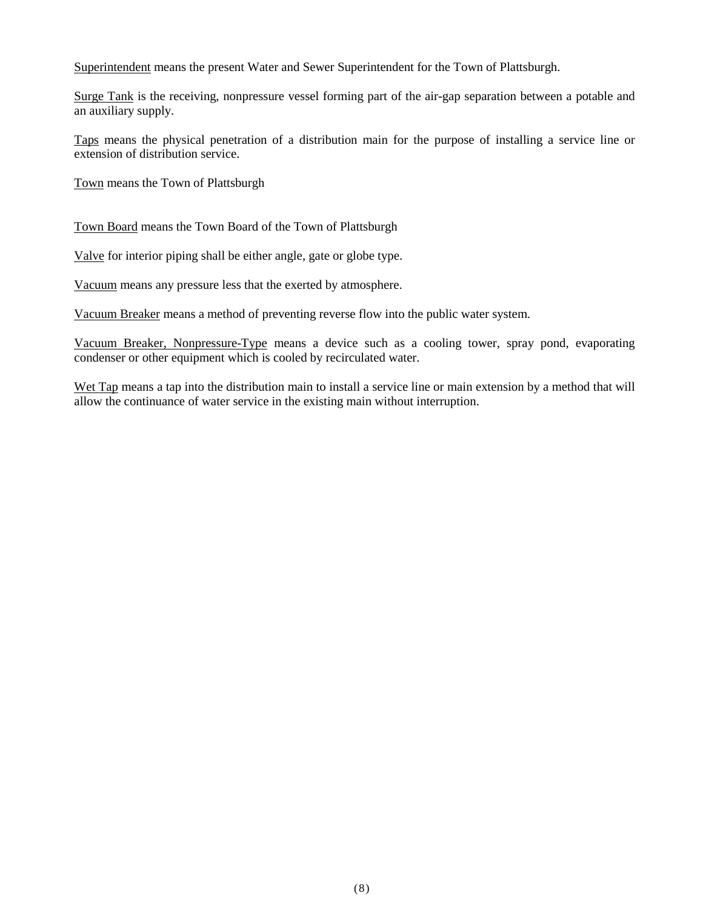<u>Superintendent</u> means the present Water and Sewer Superintendent for the Town of Plattsburgh.

<u>Surge Tank</u> is the receiving, nonpressure vessel forming part of the air-gap separation between a potable and an auxiliary supply.

<u>Taps</u> means the physical penetration of a distribution main for the purpose of installing a service line or extension of distribution service.

<u>Town</u> means the Town of Plattsburgh

<u>Town Board</u> means the Town Board of the Town of Plattsburgh

<u>Valve</u> for interior piping shall be either angle, gate or globe type.

<u>Vacuum</u> means any pressure less that the exerted by atmosphere.

<u>Vacuum Breaker</u> means a method of preventing reverse flow into the public water system.

<u>Vacuum Breaker, Nonpressure-Type</u> means a device such as a cooling tower, spray pond, evaporating condenser or other equipment which is cooled by recirculated water.

<u>Wet Tap</u> means a tap into the distribution main to install a service line or main extension by a method that will allow the continuance of water service in the existing main without interruption.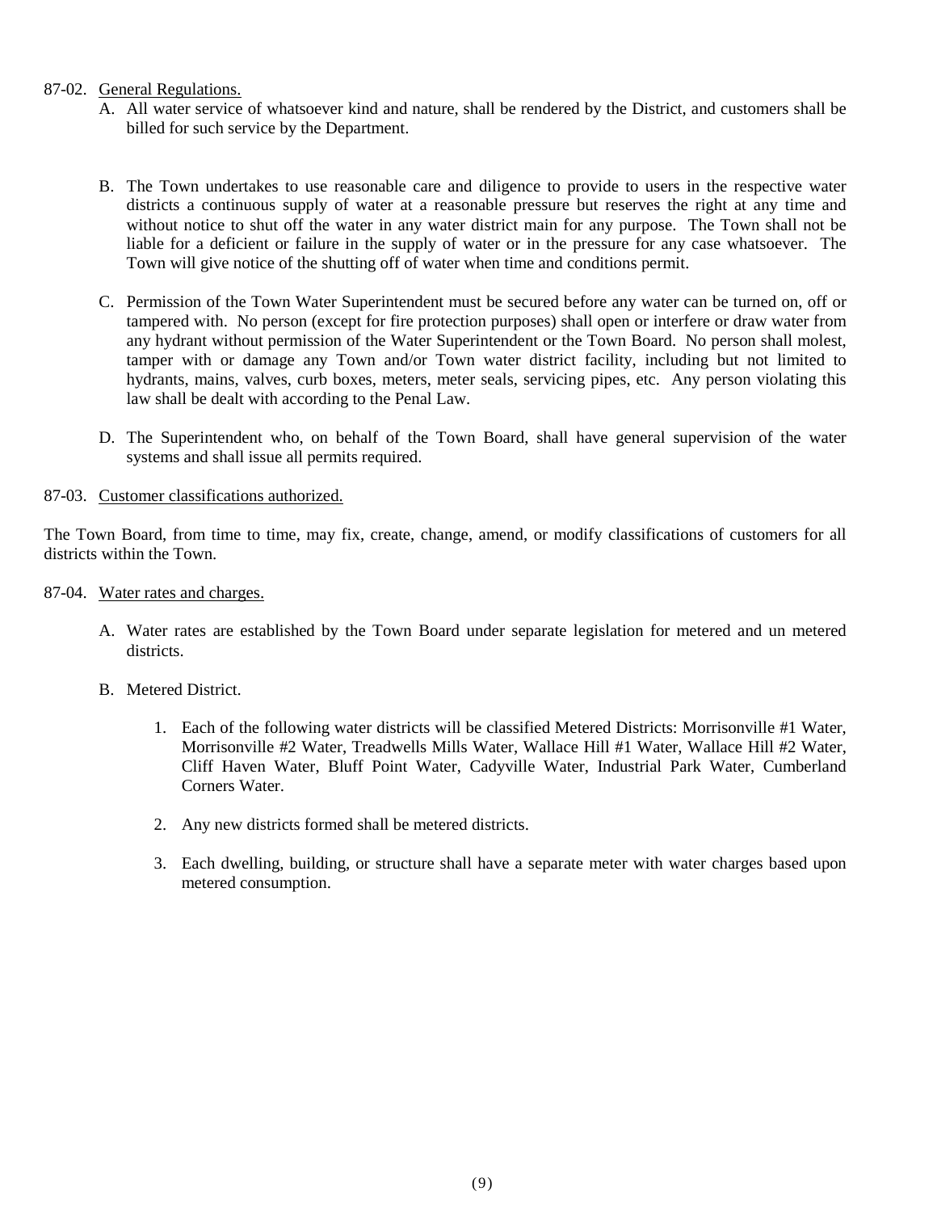87-02. <u>General Regulations.</u>

A. All water service of whatsoever kind and nature, shall be rendered by the District, and customers shall be billed for such service by the Department.

B. The Town undertakes to use reasonable care and diligence to provide to users in the respective water districts a continuous supply of water at a reasonable pressure but reserves the right at any time and without notice to shut off the water in any water district main for any purpose. The Town shall not be liable for a deficient or failure in the supply of water or in the pressure for any case whatsoever. The Town will give notice of the shutting off of water when time and conditions permit.

C. Permission of the Town Water Superintendent must be secured before any water can be turned on, off or tampered with. No person (except for fire protection purposes) shall open or interfere or draw water from any hydrant without permission of the Water Superintendent or the Town Board. No person shall molest, tamper with or damage any Town and/or Town water district facility, including but not limited to hydrants, mains, valves, curb boxes, meters, meter seals, servicing pipes, etc. Any person violating this law shall be dealt with according to the Penal Law.

D. The Superintendent who, on behalf of the Town Board, shall have general supervision of the water systems and shall issue all permits required.

87-03. <u>Customer classifications authorized.</u>

The Town Board, from time to time, may fix, create, change, amend, or modify classifications of customers for all districts within the Town.

87-04. <u>Water rates and charges.</u>

A. Water rates are established by the Town Board under separate legislation for metered and un metered districts.

B. Metered District.

1. Each of the following water districts will be classified Metered Districts: Morrisonville #1 Water, Morrisonville #2 Water, Treadwells Mills Water, Wallace Hill #1 Water, Wallace Hill #2 Water, Cliff Haven Water, Bluff Point Water, Cadyville Water, Industrial Park Water, Cumberland Corners Water.

2. Any new districts formed shall be metered districts.

3. Each dwelling, building, or structure shall have a separate meter with water charges based upon metered consumption.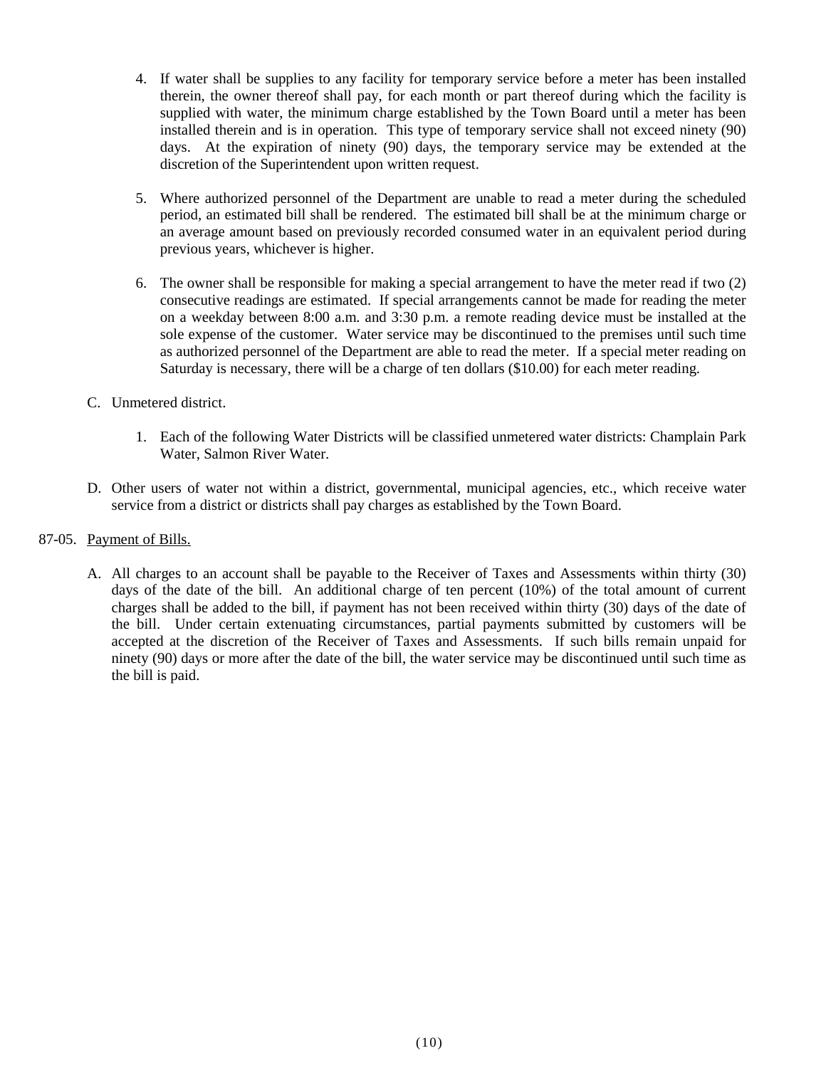4. If water shall be supplies to any facility for temporary service before a meter has been installed therein, the owner thereof shall pay, for each month or part thereof during which the facility is supplied with water, the minimum charge established by the Town Board until a meter has been installed therein and is in operation. This type of temporary service shall not exceed ninety (90) days. At the expiration of ninety (90) days, the temporary service may be extended at the discretion of the Superintendent upon written request.

5. Where authorized personnel of the Department are unable to read a meter during the scheduled period, an estimated bill shall be rendered. The estimated bill shall be at the minimum charge or an average amount based on previously recorded consumed water in an equivalent period during previous years, whichever is higher.

6. The owner shall be responsible for making a special arrangement to have the meter read if two (2) consecutive readings are estimated. If special arrangements cannot be made for reading the meter on a weekday between 8:00 a.m. and 3:30 p.m. a remote reading device must be installed at the sole expense of the customer. Water service may be discontinued to the premises until such time as authorized personnel of the Department are able to read the meter. If a special meter reading on Saturday is necessary, there will be a charge of ten dollars ($10.00) for each meter reading.

C. Unmetered district.

1. Each of the following Water Districts will be classified unmetered water districts: Champlain Park Water, Salmon River Water.

D. Other users of water not within a district, governmental, municipal agencies, etc., which receive water service from a district or districts shall pay charges as established by the Town Board.

87-05. Payment of Bills.

A. All charges to an account shall be payable to the Receiver of Taxes and Assessments within thirty (30) days of the date of the bill. An additional charge of ten percent (10%) of the total amount of current charges shall be added to the bill, if payment has not been received within thirty (30) days of the date of the bill. Under certain extenuating circumstances, partial payments submitted by customers will be accepted at the discretion of the Receiver of Taxes and Assessments. If such bills remain unpaid for ninety (90) days or more after the date of the bill, the water service may be discontinued until such time as the bill is paid.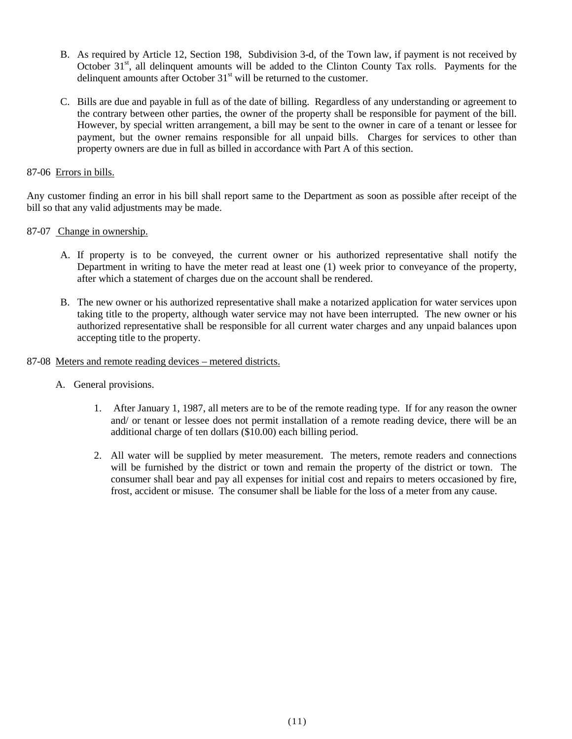B. As required by Article 12, Section 198, Subdivision 3-d, of the Town law, if payment is not received by October 31st, all delinquent amounts will be added to the Clinton County Tax rolls. Payments for the delinquent amounts after October 31st will be returned to the customer.

C. Bills are due and payable in full as of the date of billing. Regardless of any understanding or agreement to the contrary between other parties, the owner of the property shall be responsible for payment of the bill. However, by special written arrangement, a bill may be sent to the owner in care of a tenant or lessee for payment, but the owner remains responsible for all unpaid bills. Charges for services to other than property owners are due in full as billed in accordance with Part A of this section.

87-06 Errors in bills.

Any customer finding an error in his bill shall report same to the Department as soon as possible after receipt of the bill so that any valid adjustments may be made.

87-07 Change in ownership.

A. If property is to be conveyed, the current owner or his authorized representative shall notify the Department in writing to have the meter read at least one (1) week prior to conveyance of the property, after which a statement of charges due on the account shall be rendered.

B. The new owner or his authorized representative shall make a notarized application for water services upon taking title to the property, although water service may not have been interrupted. The new owner or his authorized representative shall be responsible for all current water charges and any unpaid balances upon accepting title to the property.

87-08 Meters and remote reading devices – metered districts.

A. General provisions.

1. After January 1, 1987, all meters are to be of the remote reading type. If for any reason the owner and/ or tenant or lessee does not permit installation of a remote reading device, there will be an additional charge of ten dollars ($10.00) each billing period.

2. All water will be supplied by meter measurement. The meters, remote readers and connections will be furnished by the district or town and remain the property of the district or town. The consumer shall bear and pay all expenses for initial cost and repairs to meters occasioned by fire, frost, accident or misuse. The consumer shall be liable for the loss of a meter from any cause.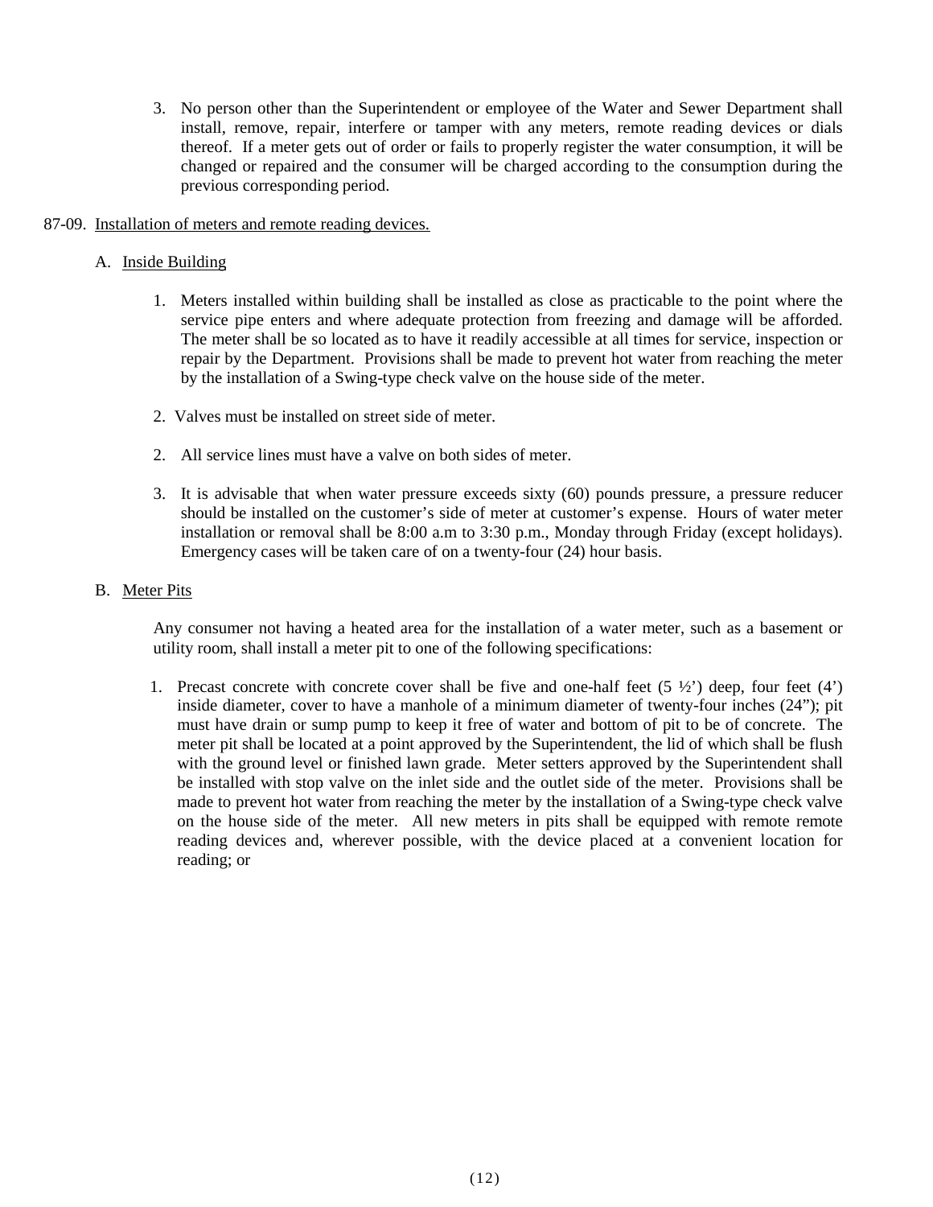3. No person other than the Superintendent or employee of the Water and Sewer Department shall install, remove, repair, interfere or tamper with any meters, remote reading devices or dials thereof. If a meter gets out of order or fails to properly register the water consumption, it will be changed or repaired and the consumer will be charged according to the consumption during the previous corresponding period.

87-09. Installation of meters and remote reading devices.

A. Inside Building

1. Meters installed within building shall be installed as close as practicable to the point where the service pipe enters and where adequate protection from freezing and damage will be afforded. The meter shall be so located as to have it readily accessible at all times for service, inspection or repair by the Department. Provisions shall be made to prevent hot water from reaching the meter by the installation of a Swing-type check valve on the house side of the meter.

2. Valves must be installed on street side of meter.

2. All service lines must have a valve on both sides of meter.

3. It is advisable that when water pressure exceeds sixty (60) pounds pressure, a pressure reducer should be installed on the customer's side of meter at customer's expense. Hours of water meter installation or removal shall be 8:00 a.m to 3:30 p.m., Monday through Friday (except holidays). Emergency cases will be taken care of on a twenty-four (24) hour basis.

B. Meter Pits

Any consumer not having a heated area for the installation of a water meter, such as a basement or utility room, shall install a meter pit to one of the following specifications:

1. Precast concrete with concrete cover shall be five and one-half feet (5 ½') deep, four feet (4') inside diameter, cover to have a manhole of a minimum diameter of twenty-four inches (24"); pit must have drain or sump pump to keep it free of water and bottom of pit to be of concrete. The meter pit shall be located at a point approved by the Superintendent, the lid of which shall be flush with the ground level or finished lawn grade. Meter setters approved by the Superintendent shall be installed with stop valve on the inlet side and the outlet side of the meter. Provisions shall be made to prevent hot water from reaching the meter by the installation of a Swing-type check valve on the house side of the meter. All new meters in pits shall be equipped with remote remote reading devices and, wherever possible, with the device placed at a convenient location for reading; or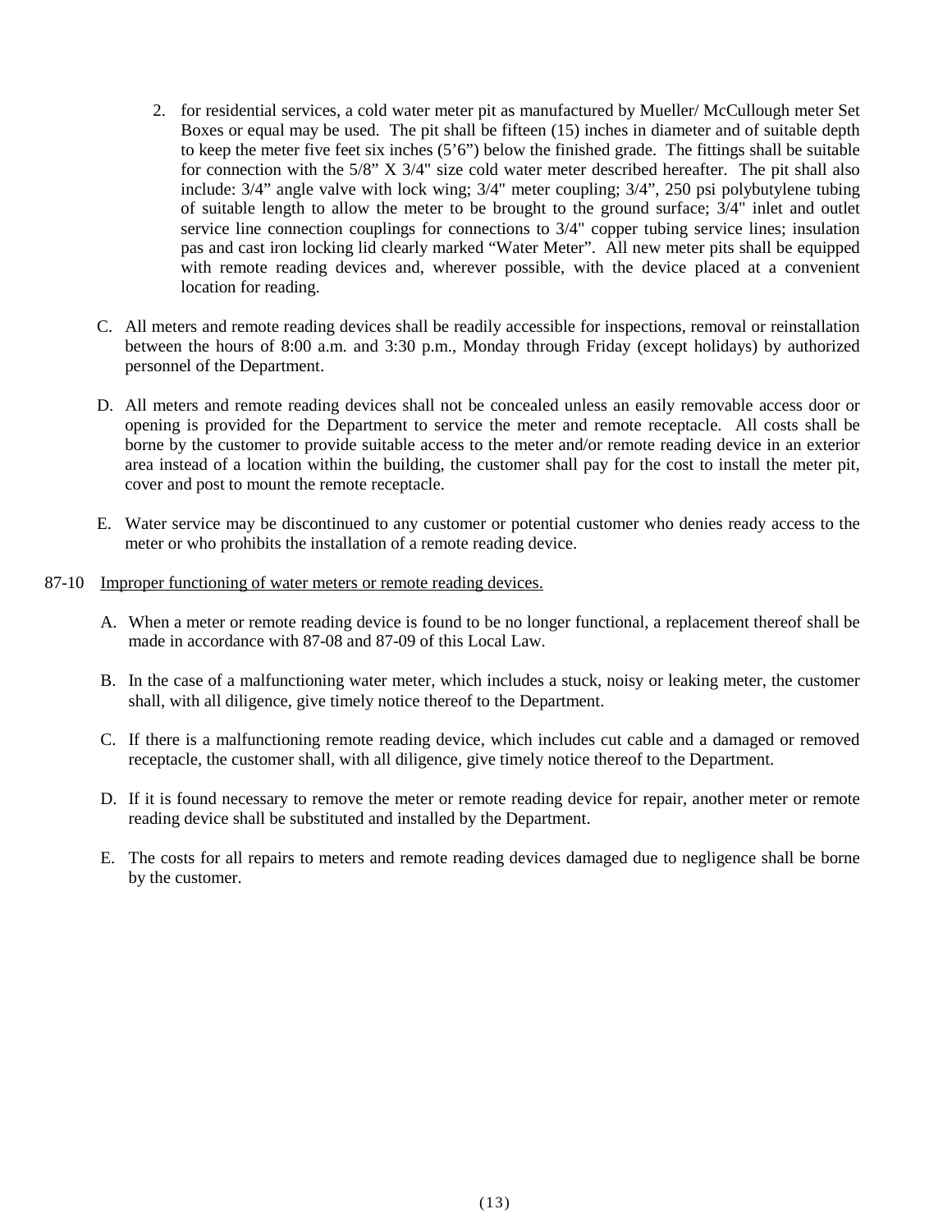2. for residential services, a cold water meter pit as manufactured by Mueller/ McCullough meter Set Boxes or equal may be used. The pit shall be fifteen (15) inches in diameter and of suitable depth to keep the meter five feet six inches (5'6") below the finished grade. The fittings shall be suitable for connection with the 5/8" X 3/4" size cold water meter described hereafter. The pit shall also include: 3/4" angle valve with lock wing; 3/4" meter coupling; 3/4", 250 psi polybutylene tubing of suitable length to allow the meter to be brought to the ground surface; 3/4" inlet and outlet service line connection couplings for connections to 3/4" copper tubing service lines; insulation pas and cast iron locking lid clearly marked "Water Meter". All new meter pits shall be equipped with remote reading devices and, wherever possible, with the device placed at a convenient location for reading.

C. All meters and remote reading devices shall be readily accessible for inspections, removal or reinstallation between the hours of 8:00 a.m. and 3:30 p.m., Monday through Friday (except holidays) by authorized personnel of the Department.

D. All meters and remote reading devices shall not be concealed unless an easily removable access door or opening is provided for the Department to service the meter and remote receptacle. All costs shall be borne by the customer to provide suitable access to the meter and/or remote reading device in an exterior area instead of a location within the building, the customer shall pay for the cost to install the meter pit, cover and post to mount the remote receptacle.

E. Water service may be discontinued to any customer or potential customer who denies ready access to the meter or who prohibits the installation of a remote reading device.

87-10 Improper functioning of water meters or remote reading devices.

A. When a meter or remote reading device is found to be no longer functional, a replacement thereof shall be made in accordance with 87-08 and 87-09 of this Local Law.

B. In the case of a malfunctioning water meter, which includes a stuck, noisy or leaking meter, the customer shall, with all diligence, give timely notice thereof to the Department.

C. If there is a malfunctioning remote reading device, which includes cut cable and a damaged or removed receptacle, the customer shall, with all diligence, give timely notice thereof to the Department.

D. If it is found necessary to remove the meter or remote reading device for repair, another meter or remote reading device shall be substituted and installed by the Department.

E. The costs for all repairs to meters and remote reading devices damaged due to negligence shall be borne by the customer.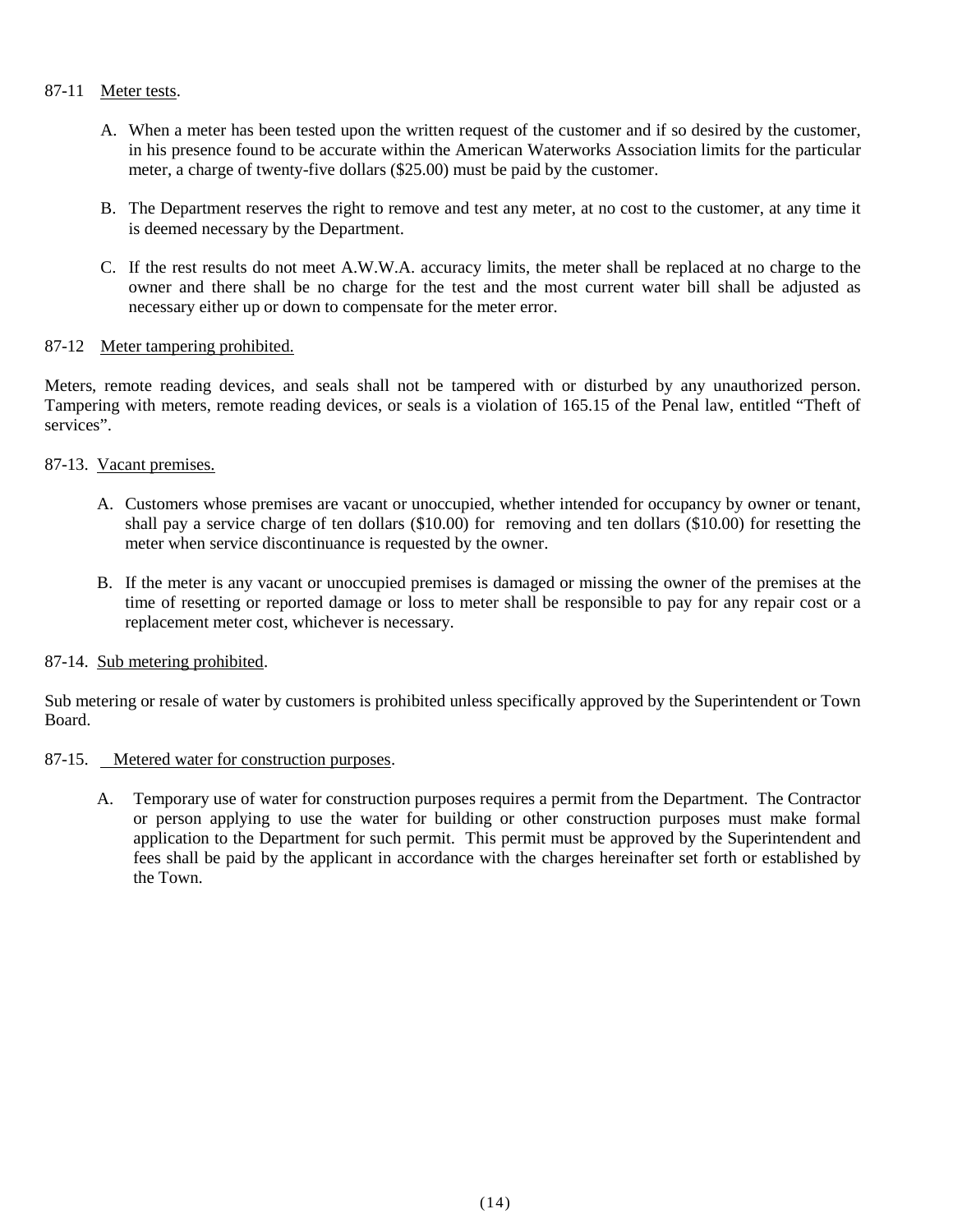87-11 Meter tests.

A. When a meter has been tested upon the written request of the customer and if so desired by the customer, in his presence found to be accurate within the American Waterworks Association limits for the particular meter, a charge of twenty-five dollars ($25.00) must be paid by the customer.

B. The Department reserves the right to remove and test any meter, at no cost to the customer, at any time it is deemed necessary by the Department.

C. If the rest results do not meet A.W.W.A. accuracy limits, the meter shall be replaced at no charge to the owner and there shall be no charge for the test and the most current water bill shall be adjusted as necessary either up or down to compensate for the meter error.

87-12 Meter tampering prohibited.

Meters, remote reading devices, and seals shall not be tampered with or disturbed by any unauthorized person. Tampering with meters, remote reading devices, or seals is a violation of 165.15 of the Penal law, entitled "Theft of services".

87-13. Vacant premises.

A. Customers whose premises are vacant or unoccupied, whether intended for occupancy by owner or tenant, shall pay a service charge of ten dollars ($10.00) for removing and ten dollars ($10.00) for resetting the meter when service discontinuance is requested by the owner.

B. If the meter is any vacant or unoccupied premises is damaged or missing the owner of the premises at the time of resetting or reported damage or loss to meter shall be responsible to pay for any repair cost or a replacement meter cost, whichever is necessary.

87-14. Sub metering prohibited.

Sub metering or resale of water by customers is prohibited unless specifically approved by the Superintendent or Town Board.

87-15. Metered water for construction purposes.

A. Temporary use of water for construction purposes requires a permit from the Department. The Contractor or person applying to use the water for building or other construction purposes must make formal application to the Department for such permit. This permit must be approved by the Superintendent and fees shall be paid by the applicant in accordance with the charges hereinafter set forth or established by the Town.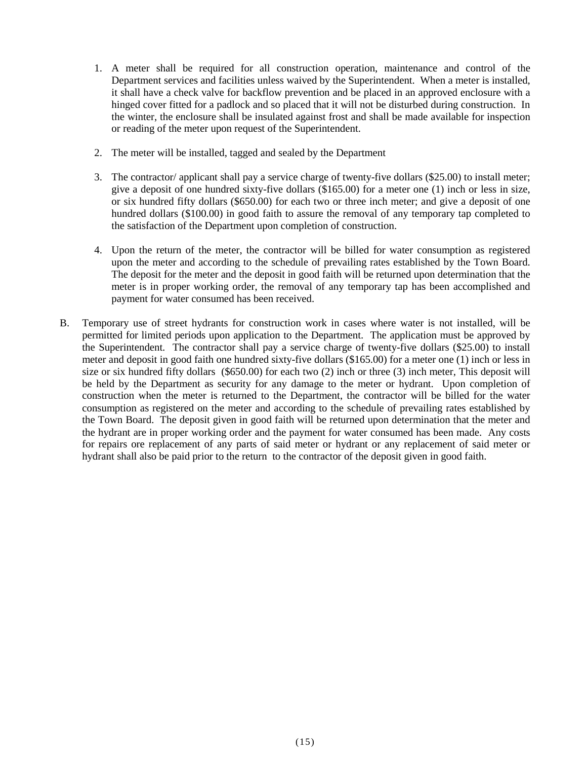1. A meter shall be required for all construction operation, maintenance and control of the Department services and facilities unless waived by the Superintendent. When a meter is installed, it shall have a check valve for backflow prevention and be placed in an approved enclosure with a hinged cover fitted for a padlock and so placed that it will not be disturbed during construction. In the winter, the enclosure shall be insulated against frost and shall be made available for inspection or reading of the meter upon request of the Superintendent.

2. The meter will be installed, tagged and sealed by the Department

3. The contractor/ applicant shall pay a service charge of twenty-five dollars ($25.00) to install meter; give a deposit of one hundred sixty-five dollars ($165.00) for a meter one (1) inch or less in size, or six hundred fifty dollars ($650.00) for each two or three inch meter; and give a deposit of one hundred dollars ($100.00) in good faith to assure the removal of any temporary tap completed to the satisfaction of the Department upon completion of construction.

4. Upon the return of the meter, the contractor will be billed for water consumption as registered upon the meter and according to the schedule of prevailing rates established by the Town Board. The deposit for the meter and the deposit in good faith will be returned upon determination that the meter is in proper working order, the removal of any temporary tap has been accomplished and payment for water consumed has been received.

B. Temporary use of street hydrants for construction work in cases where water is not installed, will be permitted for limited periods upon application to the Department. The application must be approved by the Superintendent. The contractor shall pay a service charge of twenty-five dollars ($25.00) to install meter and deposit in good faith one hundred sixty-five dollars ($165.00) for a meter one (1) inch or less in size or six hundred fifty dollars ($650.00) for each two (2) inch or three (3) inch meter, This deposit will be held by the Department as security for any damage to the meter or hydrant. Upon completion of construction when the meter is returned to the Department, the contractor will be billed for the water consumption as registered on the meter and according to the schedule of prevailing rates established by the Town Board. The deposit given in good faith will be returned upon determination that the meter and the hydrant are in proper working order and the payment for water consumed has been made. Any costs for repairs ore replacement of any parts of said meter or hydrant or any replacement of said meter or hydrant shall also be paid prior to the return to the contractor of the deposit given in good faith.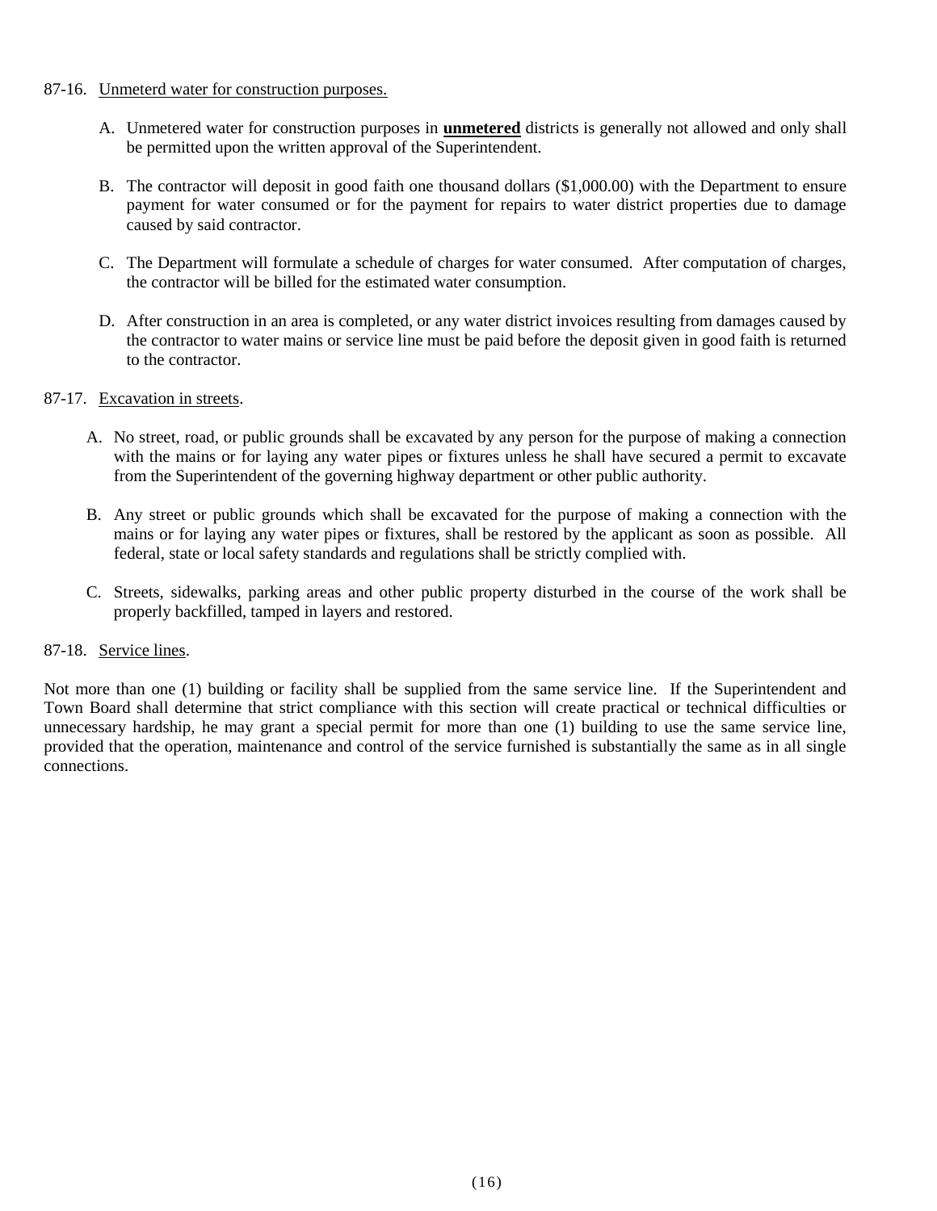87-16. Unmeterd water for construction purposes.

A. Unmetered water for construction purposes in **unmetered** districts is generally not allowed and only shall be permitted upon the written approval of the Superintendent.

B. The contractor will deposit in good faith one thousand dollars ($1,000.00) with the Department to ensure payment for water consumed or for the payment for repairs to water district properties due to damage caused by said contractor.

C. The Department will formulate a schedule of charges for water consumed. After computation of charges, the contractor will be billed for the estimated water consumption.

D. After construction in an area is completed, or any water district invoices resulting from damages caused by the contractor to water mains or service line must be paid before the deposit given in good faith is returned to the contractor.

87-17. Excavation in streets.

A. No street, road, or public grounds shall be excavated by any person for the purpose of making a connection with the mains or for laying any water pipes or fixtures unless he shall have secured a permit to excavate from the Superintendent of the governing highway department or other public authority.

B. Any street or public grounds which shall be excavated for the purpose of making a connection with the mains or for laying any water pipes or fixtures, shall be restored by the applicant as soon as possible. All federal, state or local safety standards and regulations shall be strictly complied with.

C. Streets, sidewalks, parking areas and other public property disturbed in the course of the work shall be properly backfilled, tamped in layers and restored.

87-18. Service lines.

Not more than one (1) building or facility shall be supplied from the same service line. If the Superintendent and Town Board shall determine that strict compliance with this section will create practical or technical difficulties or unnecessary hardship, he may grant a special permit for more than one (1) building to use the same service line, provided that the operation, maintenance and control of the service furnished is substantially the same as in all single connections.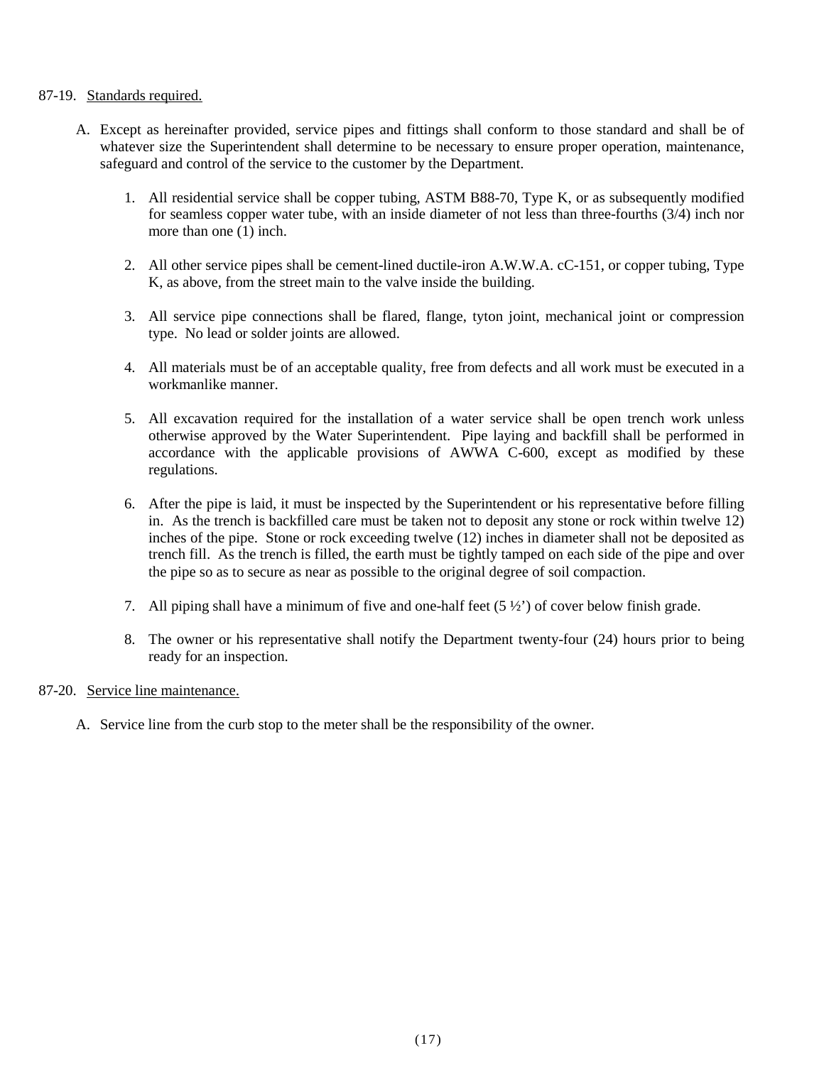87-19. <u>Standards required.</u>

A. Except as hereinafter provided, service pipes and fittings shall conform to those standard and shall be of whatever size the Superintendent shall determine to be necessary to ensure proper operation, maintenance, safeguard and control of the service to the customer by the Department.

1. All residential service shall be copper tubing, ASTM B88-70, Type K, or as subsequently modified for seamless copper water tube, with an inside diameter of not less than three-fourths (3/4) inch nor more than one (1) inch.

2. All other service pipes shall be cement-lined ductile-iron A.W.W.A. cC-151, or copper tubing, Type K, as above, from the street main to the valve inside the building.

3. All service pipe connections shall be flared, flange, tyton joint, mechanical joint or compression type. No lead or solder joints are allowed.

4. All materials must be of an acceptable quality, free from defects and all work must be executed in a workmanlike manner.

5. All excavation required for the installation of a water service shall be open trench work unless otherwise approved by the Water Superintendent. Pipe laying and backfill shall be performed in accordance with the applicable provisions of AWWA C-600, except as modified by these regulations.

6. After the pipe is laid, it must be inspected by the Superintendent or his representative before filling in. As the trench is backfilled care must be taken not to deposit any stone or rock within twelve 12) inches of the pipe. Stone or rock exceeding twelve (12) inches in diameter shall not be deposited as trench fill. As the trench is filled, the earth must be tightly tamped on each side of the pipe and over the pipe so as to secure as near as possible to the original degree of soil compaction.

7. All piping shall have a minimum of five and one-half feet (5 ½') of cover below finish grade.

8. The owner or his representative shall notify the Department twenty-four (24) hours prior to being ready for an inspection.

87-20. <u>Service line maintenance.</u>

A. Service line from the curb stop to the meter shall be the responsibility of the owner.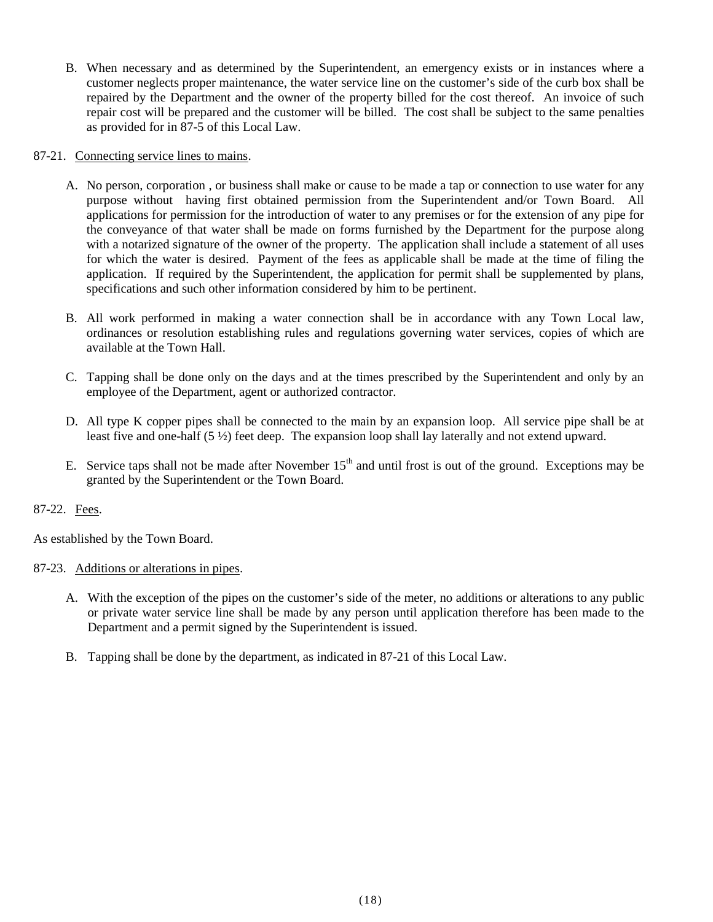B. When necessary and as determined by the Superintendent, an emergency exists or in instances where a customer neglects proper maintenance, the water service line on the customer's side of the curb box shall be repaired by the Department and the owner of the property billed for the cost thereof. An invoice of such repair cost will be prepared and the customer will be billed. The cost shall be subject to the same penalties as provided for in 87-5 of this Local Law.

87-21. Connecting service lines to mains.

A. No person, corporation , or business shall make or cause to be made a tap or connection to use water for any purpose without having first obtained permission from the Superintendent and/or Town Board. All applications for permission for the introduction of water to any premises or for the extension of any pipe for the conveyance of that water shall be made on forms furnished by the Department for the purpose along with a notarized signature of the owner of the property. The application shall include a statement of all uses for which the water is desired. Payment of the fees as applicable shall be made at the time of filing the application. If required by the Superintendent, the application for permit shall be supplemented by plans, specifications and such other information considered by him to be pertinent.

B. All work performed in making a water connection shall be in accordance with any Town Local law, ordinances or resolution establishing rules and regulations governing water services, copies of which are available at the Town Hall.

C. Tapping shall be done only on the days and at the times prescribed by the Superintendent and only by an employee of the Department, agent or authorized contractor.

D. All type K copper pipes shall be connected to the main by an expansion loop. All service pipe shall be at least five and one-half (5 ½) feet deep. The expansion loop shall lay laterally and not extend upward.

E. Service taps shall not be made after November 15th and until frost is out of the ground. Exceptions may be granted by the Superintendent or the Town Board.

87-22. Fees.

As established by the Town Board.

87-23. Additions or alterations in pipes.

A. With the exception of the pipes on the customer's side of the meter, no additions or alterations to any public or private water service line shall be made by any person until application therefore has been made to the Department and a permit signed by the Superintendent is issued.

B. Tapping shall be done by the department, as indicated in 87-21 of this Local Law.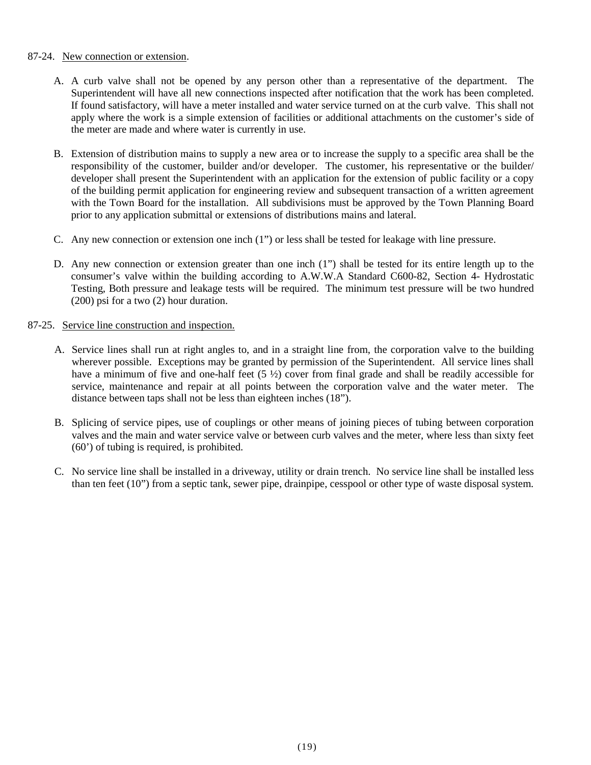87-24. New connection or extension.

A. A curb valve shall not be opened by any person other than a representative of the department. The Superintendent will have all new connections inspected after notification that the work has been completed. If found satisfactory, will have a meter installed and water service turned on at the curb valve. This shall not apply where the work is a simple extension of facilities or additional attachments on the customer's side of the meter are made and where water is currently in use.

B. Extension of distribution mains to supply a new area or to increase the supply to a specific area shall be the responsibility of the customer, builder and/or developer. The customer, his representative or the builder/ developer shall present the Superintendent with an application for the extension of public facility or a copy of the building permit application for engineering review and subsequent transaction of a written agreement with the Town Board for the installation. All subdivisions must be approved by the Town Planning Board prior to any application submittal or extensions of distributions mains and lateral.

C. Any new connection or extension one inch (1") or less shall be tested for leakage with line pressure.

D. Any new connection or extension greater than one inch (1") shall be tested for its entire length up to the consumer's valve within the building according to A.W.W.A Standard C600-82, Section 4- Hydrostatic Testing, Both pressure and leakage tests will be required. The minimum test pressure will be two hundred (200) psi for a two (2) hour duration.

87-25. Service line construction and inspection.

A. Service lines shall run at right angles to, and in a straight line from, the corporation valve to the building wherever possible. Exceptions may be granted by permission of the Superintendent. All service lines shall have a minimum of five and one-half feet (5 ½) cover from final grade and shall be readily accessible for service, maintenance and repair at all points between the corporation valve and the water meter. The distance between taps shall not be less than eighteen inches (18").

B. Splicing of service pipes, use of couplings or other means of joining pieces of tubing between corporation valves and the main and water service valve or between curb valves and the meter, where less than sixty feet (60') of tubing is required, is prohibited.

C. No service line shall be installed in a driveway, utility or drain trench. No service line shall be installed less than ten feet (10") from a septic tank, sewer pipe, drainpipe, cesspool or other type of waste disposal system.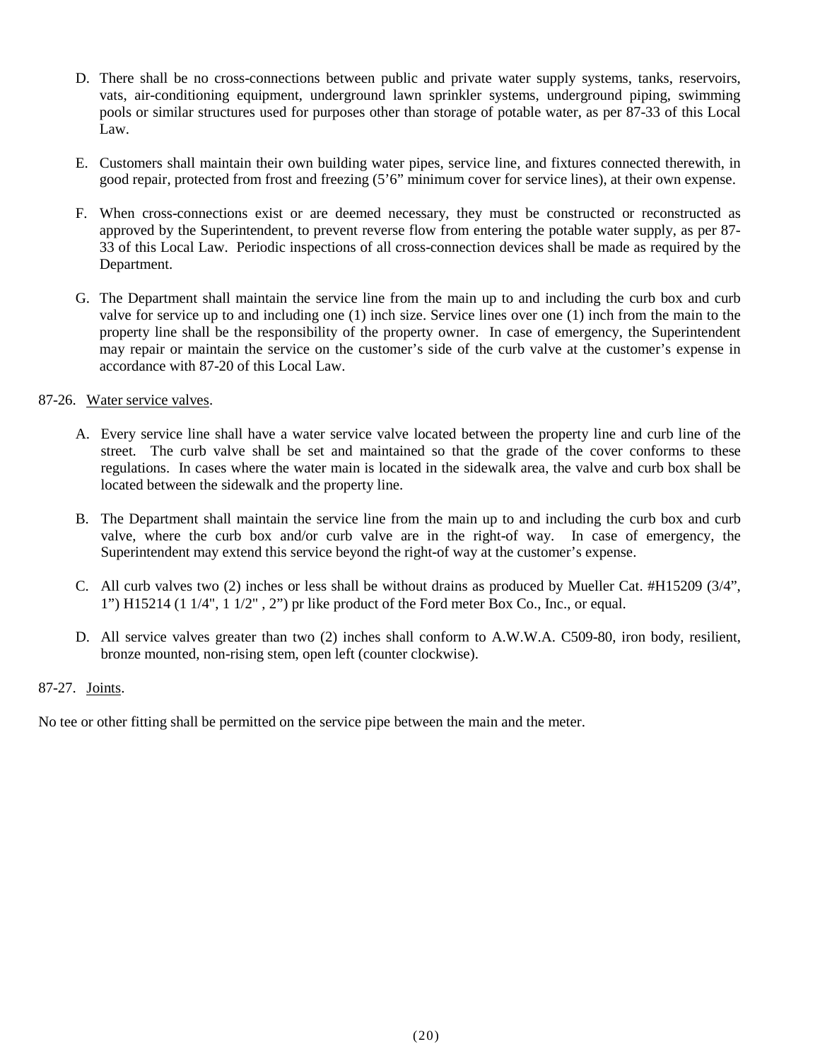D. There shall be no cross-connections between public and private water supply systems, tanks, reservoirs, vats, air-conditioning equipment, underground lawn sprinkler systems, underground piping, swimming pools or similar structures used for purposes other than storage of potable water, as per 87-33 of this Local Law.

E. Customers shall maintain their own building water pipes, service line, and fixtures connected therewith, in good repair, protected from frost and freezing (5'6" minimum cover for service lines), at their own expense.

F. When cross-connections exist or are deemed necessary, they must be constructed or reconstructed as approved by the Superintendent, to prevent reverse flow from entering the potable water supply, as per 87-33 of this Local Law. Periodic inspections of all cross-connection devices shall be made as required by the Department.

G. The Department shall maintain the service line from the main up to and including the curb box and curb valve for service up to and including one (1) inch size. Service lines over one (1) inch from the main to the property line shall be the responsibility of the property owner. In case of emergency, the Superintendent may repair or maintain the service on the customer's side of the curb valve at the customer's expense in accordance with 87-20 of this Local Law.

87-26. <u>Water service valves</u>.

A. Every service line shall have a water service valve located between the property line and curb line of the street. The curb valve shall be set and maintained so that the grade of the cover conforms to these regulations. In cases where the water main is located in the sidewalk area, the valve and curb box shall be located between the sidewalk and the property line.

B. The Department shall maintain the service line from the main up to and including the curb box and curb valve, where the curb box and/or curb valve are in the right-of way. In case of emergency, the Superintendent may extend this service beyond the right-of way at the customer's expense.

C. All curb valves two (2) inches or less shall be without drains as produced by Mueller Cat. #H15209 (3/4", 1") H15214 (1 1/4", 1 1/2" , 2") pr like product of the Ford meter Box Co., Inc., or equal.

D. All service valves greater than two (2) inches shall conform to A.W.W.A. C509-80, iron body, resilient, bronze mounted, non-rising stem, open left (counter clockwise).

87-27. <u>Joints</u>.

No tee or other fitting shall be permitted on the service pipe between the main and the meter.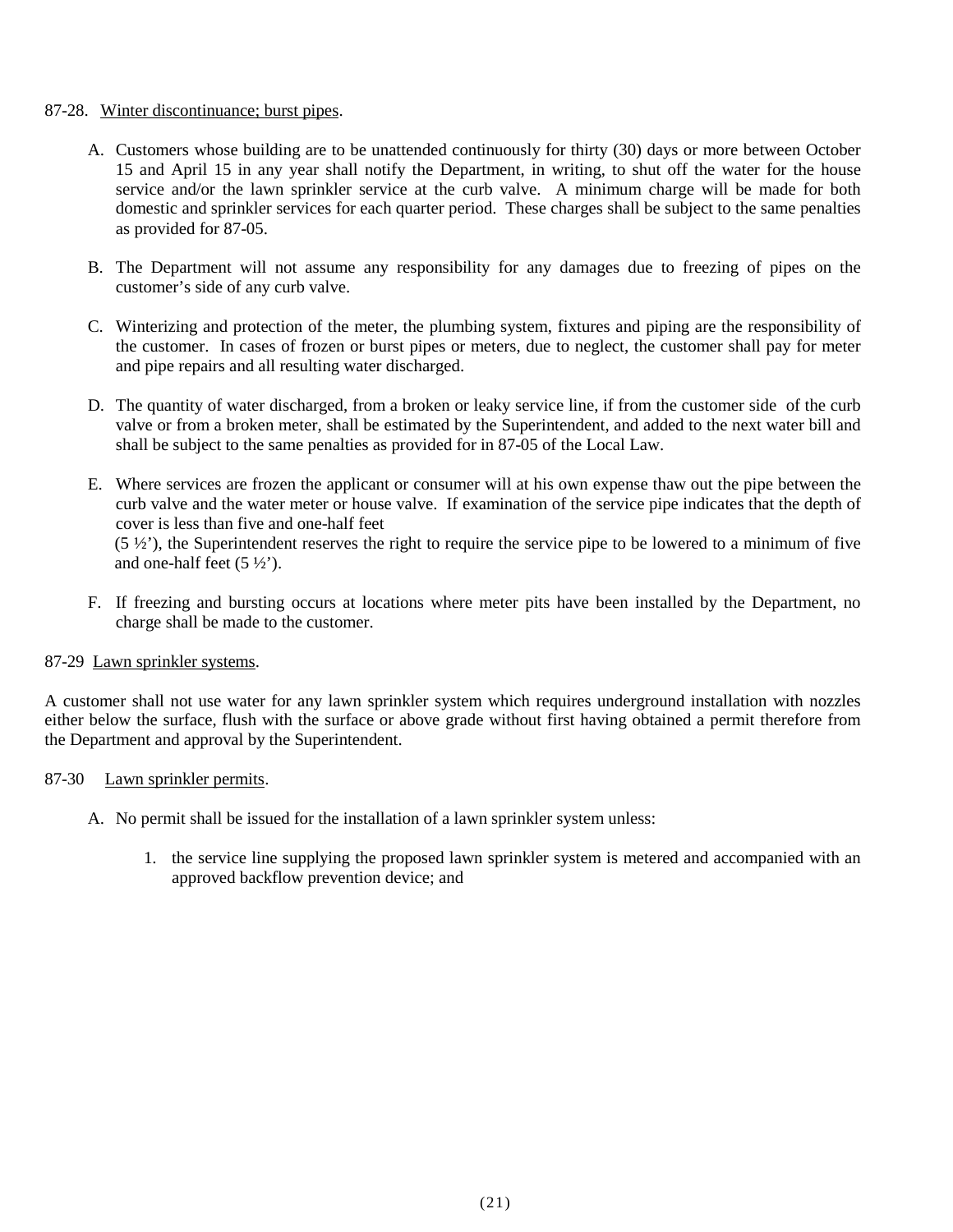87-28. <u>Winter discontinuance; burst pipes</u>.

A. Customers whose building are to be unattended continuously for thirty (30) days or more between October 15 and April 15 in any year shall notify the Department, in writing, to shut off the water for the house service and/or the lawn sprinkler service at the curb valve. A minimum charge will be made for both domestic and sprinkler services for each quarter period. These charges shall be subject to the same penalties as provided for 87-05.

B. The Department will not assume any responsibility for any damages due to freezing of pipes on the customer's side of any curb valve.

C. Winterizing and protection of the meter, the plumbing system, fixtures and piping are the responsibility of the customer. In cases of frozen or burst pipes or meters, due to neglect, the customer shall pay for meter and pipe repairs and all resulting water discharged.

D. The quantity of water discharged, from a broken or leaky service line, if from the customer side of the curb valve or from a broken meter, shall be estimated by the Superintendent, and added to the next water bill and shall be subject to the same penalties as provided for in 87-05 of the Local Law.

E. Where services are frozen the applicant or consumer will at his own expense thaw out the pipe between the curb valve and the water meter or house valve. If examination of the service pipe indicates that the depth of cover is less than five and one-half feet (5 ½'), the Superintendent reserves the right to require the service pipe to be lowered to a minimum of five and one-half feet (5 ½').

F. If freezing and bursting occurs at locations where meter pits have been installed by the Department, no charge shall be made to the customer.

87-29 <u>Lawn sprinkler systems</u>.

A customer shall not use water for any lawn sprinkler system which requires underground installation with nozzles either below the surface, flush with the surface or above grade without first having obtained a permit therefore from the Department and approval by the Superintendent.

87-30 <u>Lawn sprinkler permits</u>.

A. No permit shall be issued for the installation of a lawn sprinkler system unless:

1. the service line supplying the proposed lawn sprinkler system is metered and accompanied with an approved backflow prevention device; and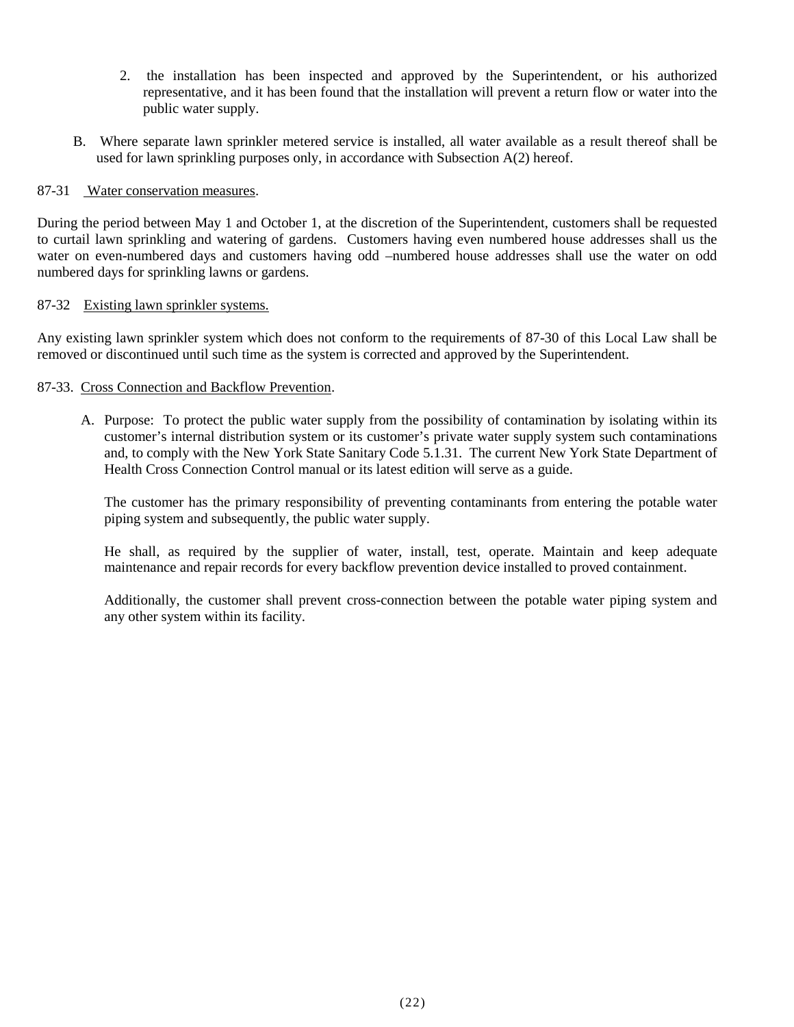2. the installation has been inspected and approved by the Superintendent, or his authorized representative, and it has been found that the installation will prevent a return flow or water into the public water supply.

B. Where separate lawn sprinkler metered service is installed, all water available as a result thereof shall be used for lawn sprinkling purposes only, in accordance with Subsection A(2) hereof.

87-31 Water conservation measures.

During the period between May 1 and October 1, at the discretion of the Superintendent, customers shall be requested to curtail lawn sprinkling and watering of gardens. Customers having even numbered house addresses shall us the water on even-numbered days and customers having odd –numbered house addresses shall use the water on odd numbered days for sprinkling lawns or gardens.

87-32 Existing lawn sprinkler systems.

Any existing lawn sprinkler system which does not conform to the requirements of 87-30 of this Local Law shall be removed or discontinued until such time as the system is corrected and approved by the Superintendent.

87-33. Cross Connection and Backflow Prevention.

A. Purpose: To protect the public water supply from the possibility of contamination by isolating within its customer's internal distribution system or its customer's private water supply system such contaminations and, to comply with the New York State Sanitary Code 5.1.31. The current New York State Department of Health Cross Connection Control manual or its latest edition will serve as a guide.

   The customer has the primary responsibility of preventing contaminants from entering the potable water piping system and subsequently, the public water supply.

   He shall, as required by the supplier of water, install, test, operate. Maintain and keep adequate maintenance and repair records for every backflow prevention device installed to proved containment.

   Additionally, the customer shall prevent cross-connection between the potable water piping system and any other system within its facility.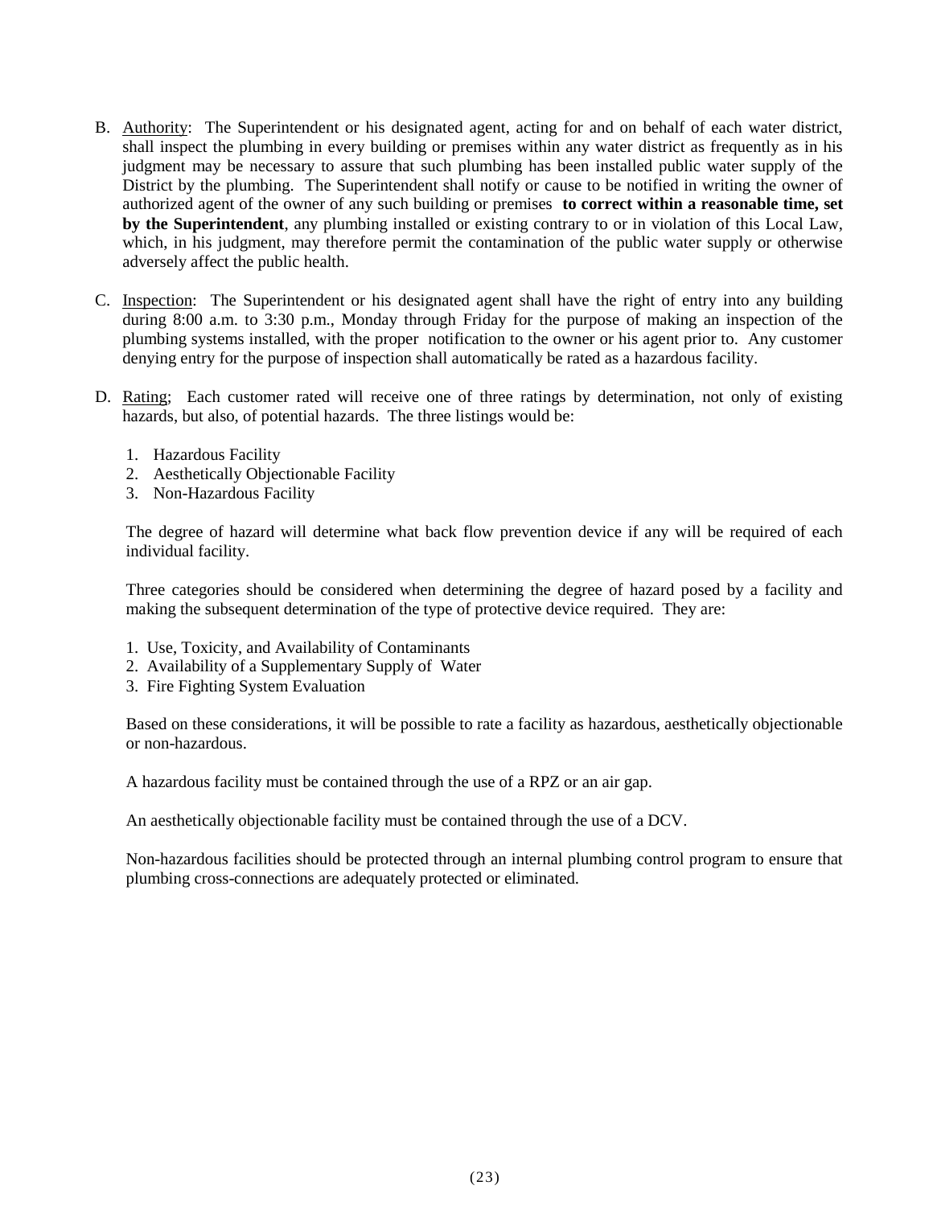B. <u>Authority</u>: The Superintendent or his designated agent, acting for and on behalf of each water district, shall inspect the plumbing in every building or premises within any water district as frequently as in his judgment may be necessary to assure that such plumbing has been installed public water supply of the District by the plumbing. The Superintendent shall notify or cause to be notified in writing the owner of authorized agent of the owner of any such building or premises **to correct within a reasonable time, set by the Superintendent**, any plumbing installed or existing contrary to or in violation of this Local Law, which, in his judgment, may therefore permit the contamination of the public water supply or otherwise adversely affect the public health.

C. <u>Inspection</u>: The Superintendent or his designated agent shall have the right of entry into any building during 8:00 a.m. to 3:30 p.m., Monday through Friday for the purpose of making an inspection of the plumbing systems installed, with the proper notification to the owner or his agent prior to. Any customer denying entry for the purpose of inspection shall automatically be rated as a hazardous facility.

D. <u>Rating</u>; Each customer rated will receive one of three ratings by determination, not only of existing hazards, but also, of potential hazards. The three listings would be:

   1. Hazardous Facility
   2. Aesthetically Objectionable Facility
   3. Non-Hazardous Facility

   The degree of hazard will determine what back flow prevention device if any will be required of each individual facility.

   Three categories should be considered when determining the degree of hazard posed by a facility and making the subsequent determination of the type of protective device required. They are:

   1. Use, Toxicity, and Availability of Contaminants
   2. Availability of a Supplementary Supply of Water
   3. Fire Fighting System Evaluation

   Based on these considerations, it will be possible to rate a facility as hazardous, aesthetically objectionable or non-hazardous.

   A hazardous facility must be contained through the use of a RPZ or an air gap.

   An aesthetically objectionable facility must be contained through the use of a DCV.

   Non-hazardous facilities should be protected through an internal plumbing control program to ensure that plumbing cross-connections are adequately protected or eliminated.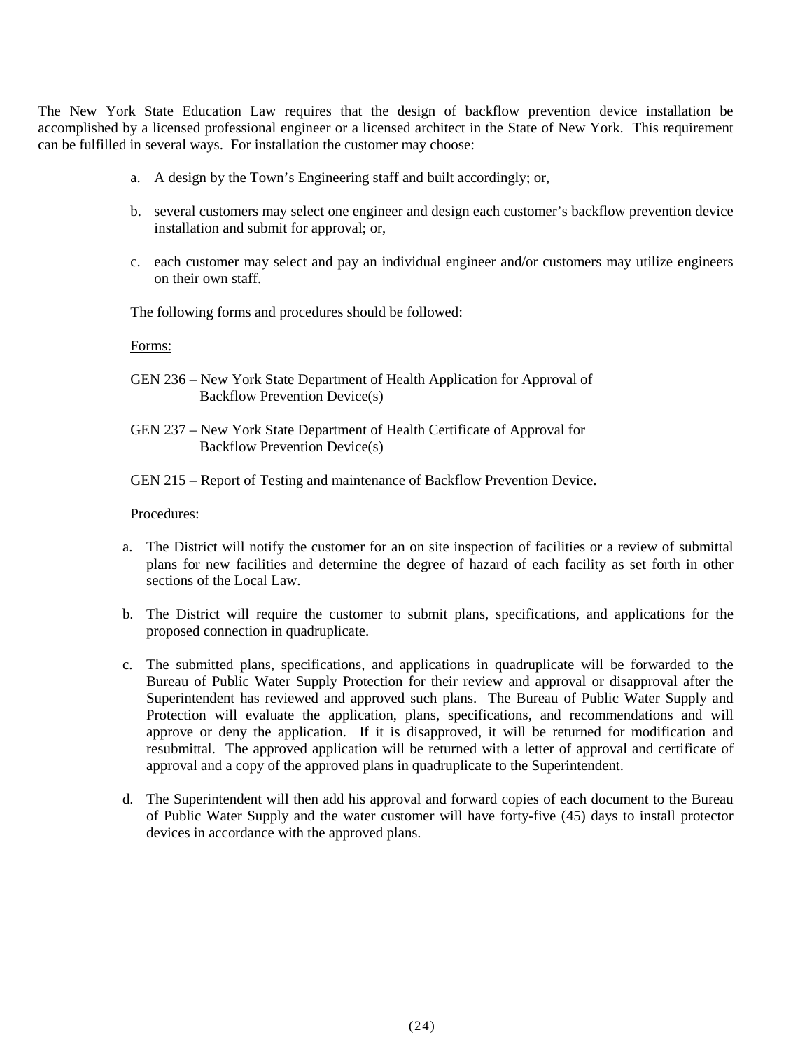The New York State Education Law requires that the design of backflow prevention device installation be accomplished by a licensed professional engineer or a licensed architect in the State of New York. This requirement can be fulfilled in several ways. For installation the customer may choose:

a. A design by the Town's Engineering staff and built accordingly; or,

b. several customers may select one engineer and design each customer's backflow prevention device installation and submit for approval; or,

c. each customer may select and pay an individual engineer and/or customers may utilize engineers on their own staff.

The following forms and procedures should be followed:

<u>Forms:</u>

GEN 236 – New York State Department of Health Application for Approval of Backflow Prevention Device(s)

GEN 237 – New York State Department of Health Certificate of Approval for Backflow Prevention Device(s)

GEN 215 – Report of Testing and maintenance of Backflow Prevention Device.

<u>Procedures</u>:

a. The District will notify the customer for an on site inspection of facilities or a review of submittal plans for new facilities and determine the degree of hazard of each facility as set forth in other sections of the Local Law.

b. The District will require the customer to submit plans, specifications, and applications for the proposed connection in quadruplicate.

c. The submitted plans, specifications, and applications in quadruplicate will be forwarded to the Bureau of Public Water Supply Protection for their review and approval or disapproval after the Superintendent has reviewed and approved such plans. The Bureau of Public Water Supply and Protection will evaluate the application, plans, specifications, and recommendations and will approve or deny the application. If it is disapproved, it will be returned for modification and resubmittal. The approved application will be returned with a letter of approval and certificate of approval and a copy of the approved plans in quadruplicate to the Superintendent.

d. The Superintendent will then add his approval and forward copies of each document to the Bureau of Public Water Supply and the water customer will have forty-five (45) days to install protector devices in accordance with the approved plans.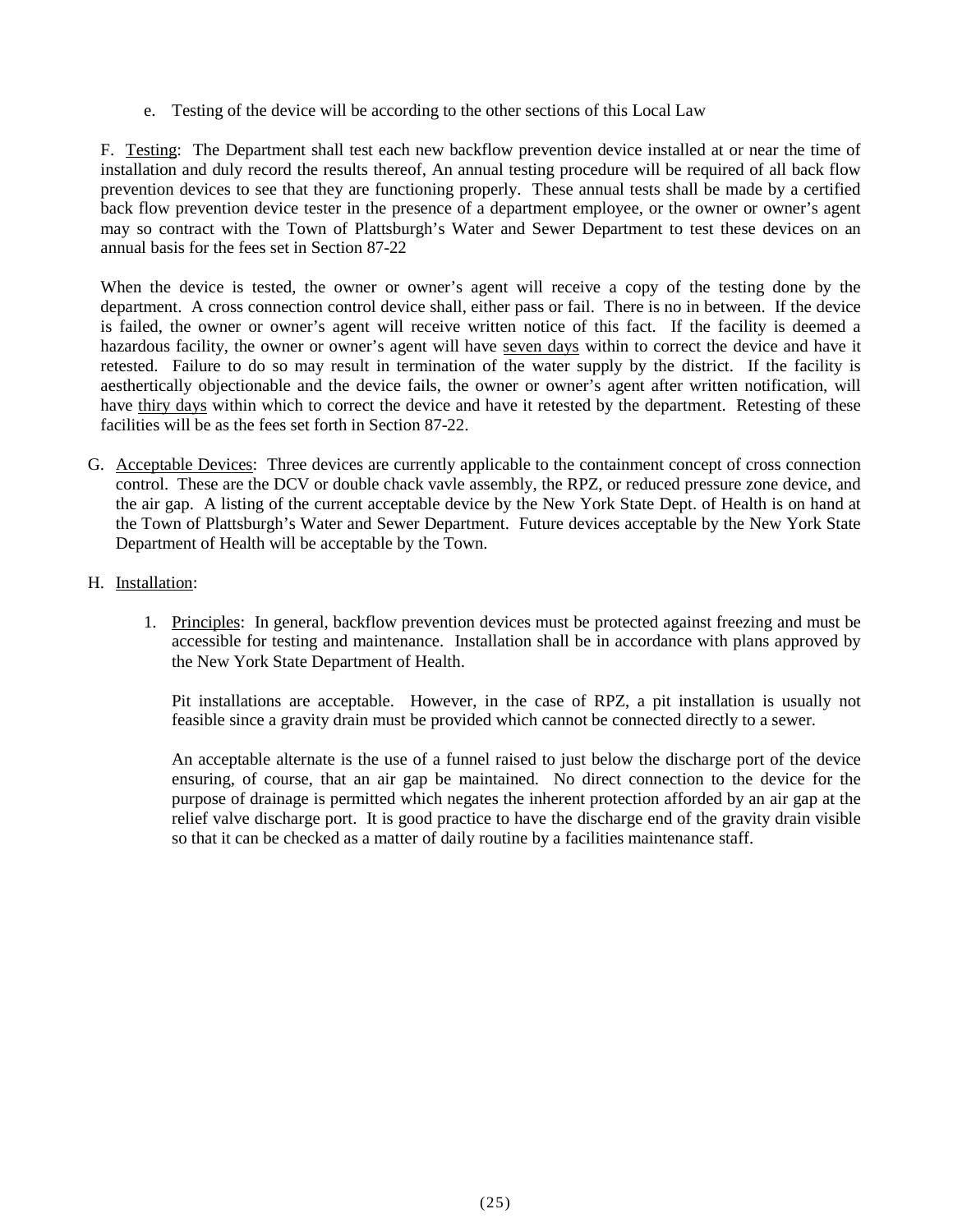e. Testing of the device will be according to the other sections of this Local Law

F. <u>Testing</u>: The Department shall test each new backflow prevention device installed at or near the time of installation and duly record the results thereof, An annual testing procedure will be required of all back flow prevention devices to see that they are functioning properly. These annual tests shall be made by a certified back flow prevention device tester in the presence of a department employee, or the owner or owner's agent may so contract with the Town of Plattsburgh's Water and Sewer Department to test these devices on an annual basis for the fees set in Section 87-22

When the device is tested, the owner or owner's agent will receive a copy of the testing done by the department. A cross connection control device shall, either pass or fail. There is no in between. If the device is failed, the owner or owner's agent will receive written notice of this fact. If the facility is deemed a hazardous facility, the owner or owner's agent will have <u>seven days</u> within to correct the device and have it retested. Failure to do so may result in termination of the water supply by the district. If the facility is aesthertically objectionable and the device fails, the owner or owner's agent after written notification, will have <u>thiry days</u> within which to correct the device and have it retested by the department. Retesting of these facilities will be as the fees set forth in Section 87-22.

G. <u>Acceptable Devices</u>: Three devices are currently applicable to the containment concept of cross connection control. These are the DCV or double chack vavle assembly, the RPZ, or reduced pressure zone device, and the air gap. A listing of the current acceptable device by the New York State Dept. of Health is on hand at the Town of Plattsburgh's Water and Sewer Department. Future devices acceptable by the New York State Department of Health will be acceptable by the Town.

H. <u>Installation</u>:

1. <u>Principles</u>: In general, backflow prevention devices must be protected against freezing and must be accessible for testing and maintenance. Installation shall be in accordance with plans approved by the New York State Department of Health.

   Pit installations are acceptable. However, in the case of RPZ, a pit installation is usually not feasible since a gravity drain must be provided which cannot be connected directly to a sewer.

   An acceptable alternate is the use of a funnel raised to just below the discharge port of the device ensuring, of course, that an air gap be maintained. No direct connection to the device for the purpose of drainage is permitted which negates the inherent protection afforded by an air gap at the relief valve discharge port. It is good practice to have the discharge end of the gravity drain visible so that it can be checked as a matter of daily routine by a facilities maintenance staff.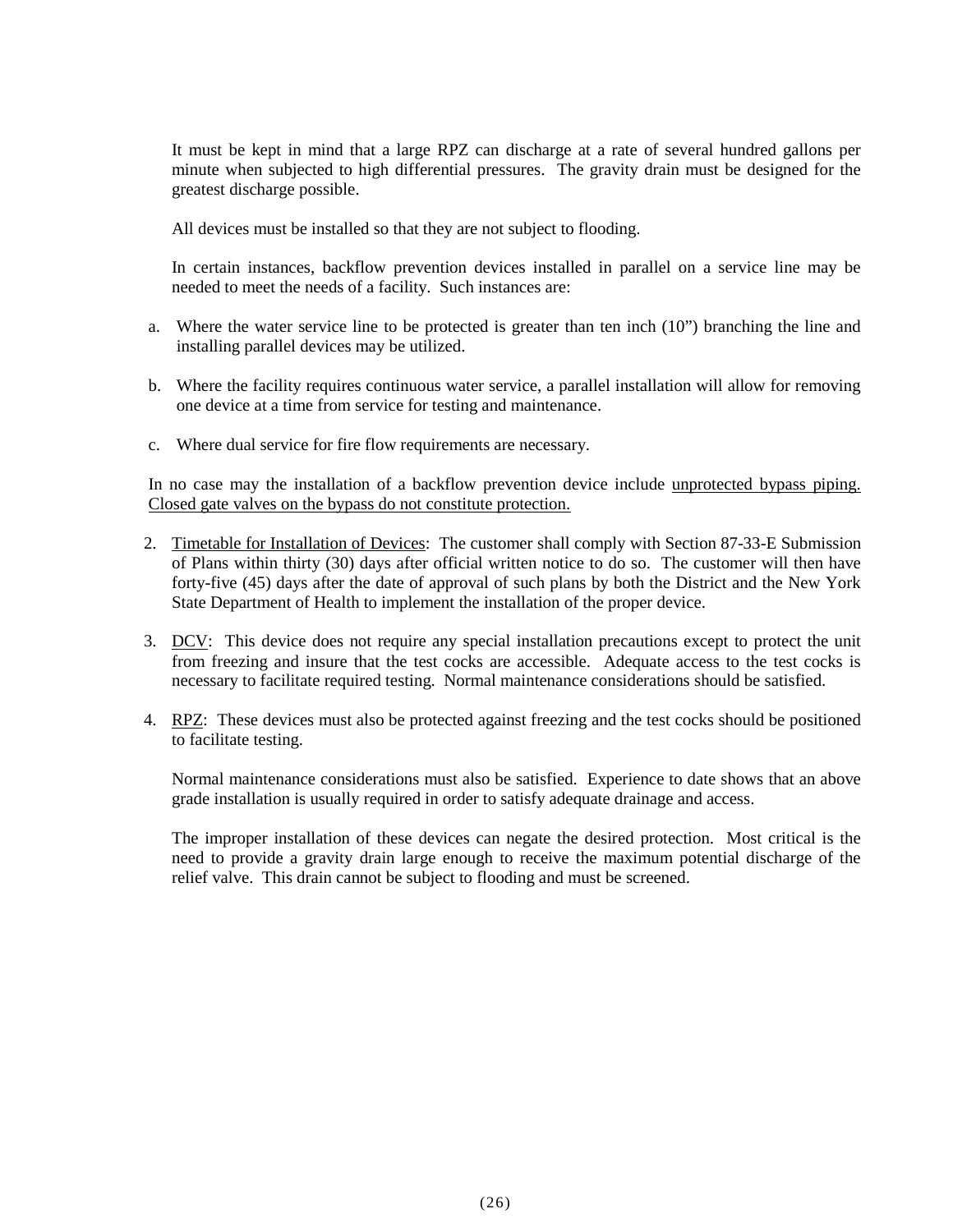It must be kept in mind that a large RPZ can discharge at a rate of several hundred gallons per minute when subjected to high differential pressures. The gravity drain must be designed for the greatest discharge possible.

All devices must be installed so that they are not subject to flooding.

In certain instances, backflow prevention devices installed in parallel on a service line may be needed to meet the needs of a facility. Such instances are:

a. Where the water service line to be protected is greater than ten inch (10") branching the line and installing parallel devices may be utilized.

b. Where the facility requires continuous water service, a parallel installation will allow for removing one device at a time from service for testing and maintenance.

c. Where dual service for fire flow requirements are necessary.

In no case may the installation of a backflow prevention device include <u>unprotected bypass piping. Closed gate valves on the bypass do not constitute protection.</u>

2. <u>Timetable for Installation of Devices</u>: The customer shall comply with Section 87-33-E Submission of Plans within thirty (30) days after official written notice to do so. The customer will then have forty-five (45) days after the date of approval of such plans by both the District and the New York State Department of Health to implement the installation of the proper device.

3. <u>DCV</u>: This device does not require any special installation precautions except to protect the unit from freezing and insure that the test cocks are accessible. Adequate access to the test cocks is necessary to facilitate required testing. Normal maintenance considerations should be satisfied.

4. <u>RPZ</u>: These devices must also be protected against freezing and the test cocks should be positioned to facilitate testing.

   Normal maintenance considerations must also be satisfied. Experience to date shows that an above grade installation is usually required in order to satisfy adequate drainage and access.

   The improper installation of these devices can negate the desired protection. Most critical is the need to provide a gravity drain large enough to receive the maximum potential discharge of the relief valve. This drain cannot be subject to flooding and must be screened.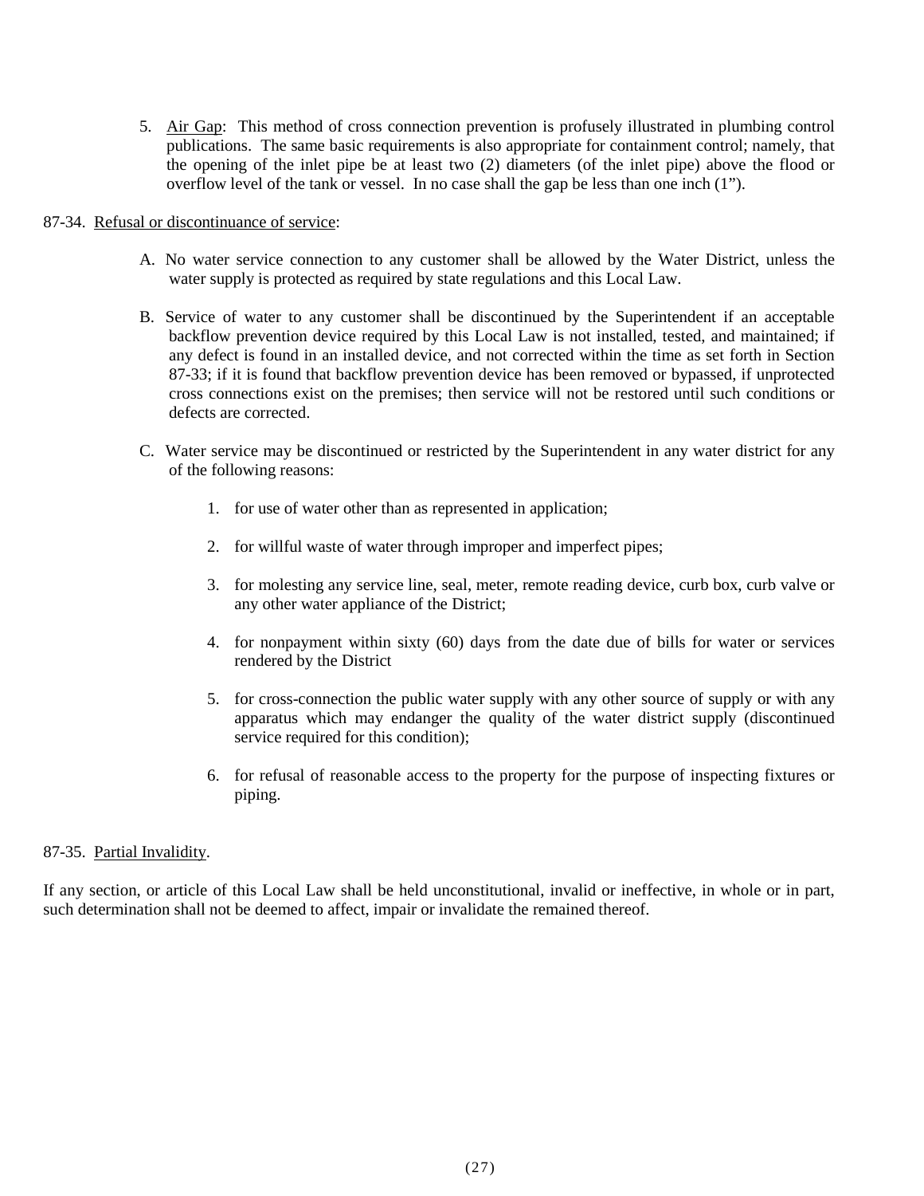5. Air Gap: This method of cross connection prevention is profusely illustrated in plumbing control publications. The same basic requirements is also appropriate for containment control; namely, that the opening of the inlet pipe be at least two (2) diameters (of the inlet pipe) above the flood or overflow level of the tank or vessel. In no case shall the gap be less than one inch (1").

87-34. Refusal or discontinuance of service:

A. No water service connection to any customer shall be allowed by the Water District, unless the water supply is protected as required by state regulations and this Local Law.

B. Service of water to any customer shall be discontinued by the Superintendent if an acceptable backflow prevention device required by this Local Law is not installed, tested, and maintained; if any defect is found in an installed device, and not corrected within the time as set forth in Section 87-33; if it is found that backflow prevention device has been removed or bypassed, if unprotected cross connections exist on the premises; then service will not be restored until such conditions or defects are corrected.

C. Water service may be discontinued or restricted by the Superintendent in any water district for any of the following reasons:

1. for use of water other than as represented in application;

2. for willful waste of water through improper and imperfect pipes;

3. for molesting any service line, seal, meter, remote reading device, curb box, curb valve or any other water appliance of the District;

4. for nonpayment within sixty (60) days from the date due of bills for water or services rendered by the District

5. for cross-connection the public water supply with any other source of supply or with any apparatus which may endanger the quality of the water district supply (discontinued service required for this condition);

6. for refusal of reasonable access to the property for the purpose of inspecting fixtures or piping.

87-35. Partial Invalidity.

If any section, or article of this Local Law shall be held unconstitutional, invalid or ineffective, in whole or in part, such determination shall not be deemed to affect, impair or invalidate the remained thereof.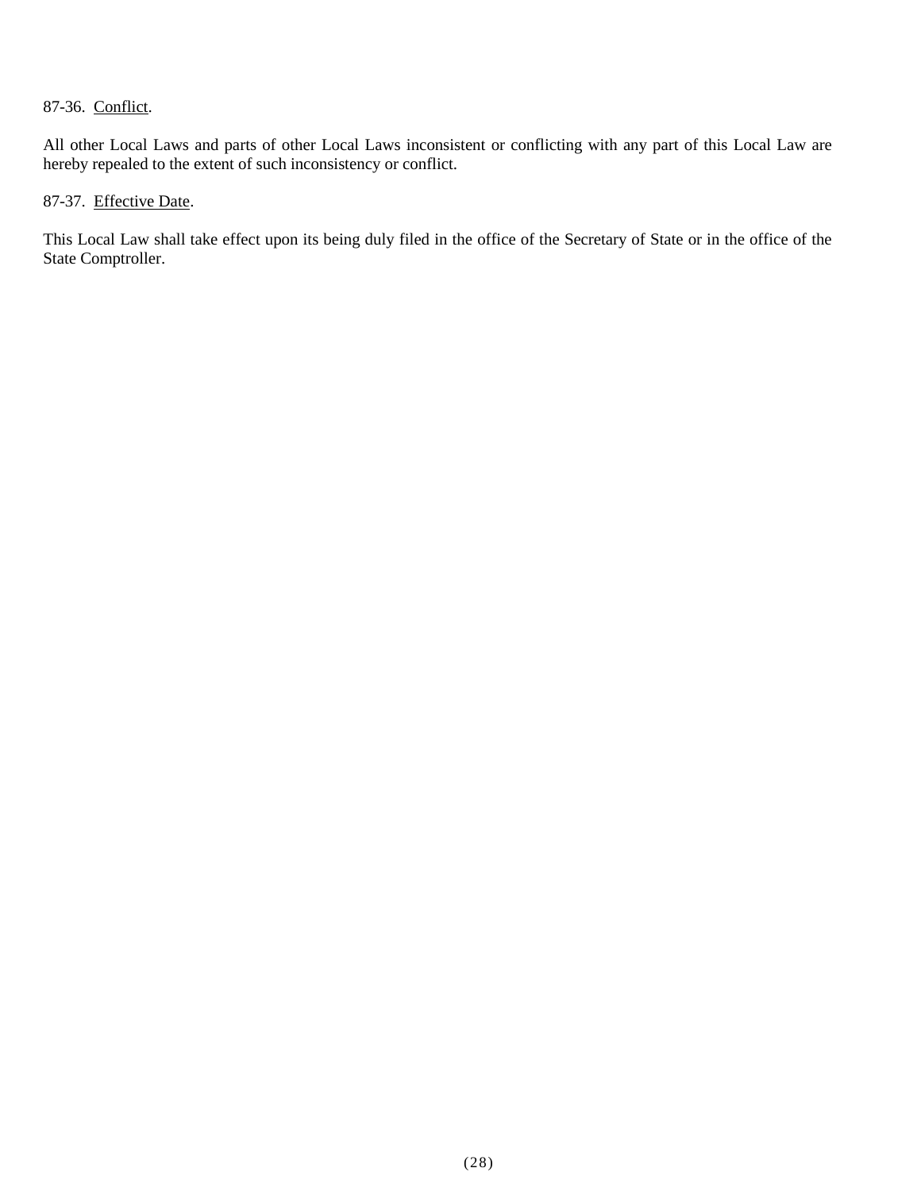87-36. Conflict.

All other Local Laws and parts of other Local Laws inconsistent or conflicting with any part of this Local Law are hereby repealed to the extent of such inconsistency or conflict.

87-37. Effective Date.

This Local Law shall take effect upon its being duly filed in the office of the Secretary of State or in the office of the State Comptroller.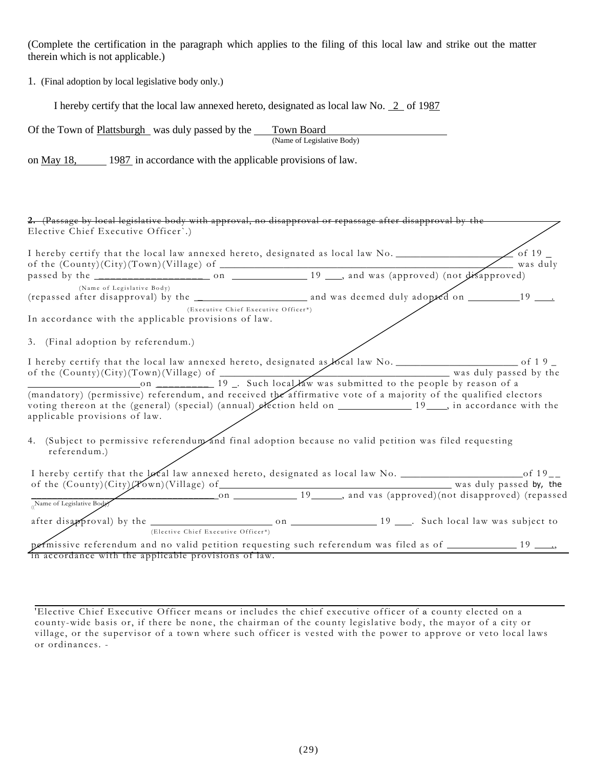(Complete the certification in the paragraph which applies to the filing of this local law and strike out the matter therein which is not applicable.)

1. (Final adoption by local legislative body only.)

I hereby certify that the local law annexed hereto, designated as local law No. 2 of 1987

Of the Town of Plattsburgh was duly passed by the Town Board
(Name of Legislative Body)

on May 18, 1987 in accordance with the applicable provisions of law.

2. ~~(Passage by local legislative body with approval, no disapproval or repassage after disapproval by the~~ Elective Chief Executive Officer*.)

I hereby certify that the local law annexed hereto, designated as local law No. ______ of 19 _ of the (County)(City)(Town)(Village) of ______ was duly passed by the ______ on ______ 19 ___, and was (approved) (not disapproved)
(Name of Legislative Body)
(repassed after disapproval) by the ______ and was deemed duly adopted on ______ 19 ___.
(Executive Chief Executive Officer*)
In accordance with the applicable provisions of law.

3. (Final adoption by referendum.)

I hereby certify that the local law annexed hereto, designated as local law No. ______ of 19 _ of the (County)(City)(Town)(Village) of ______ was duly passed by the ______ on ______ 19 _. Such local law was submitted to the people by reason of a (mandatory) (permissive) referendum, and received the affirmative vote of a majority of the qualified electors voting thereon at the (general) (special) (annual) election held on ______ 19____, in accordance with the applicable provisions of law.

4. (Subject to permissive referendum and final adoption because no valid petition was filed requesting referendum.)

I hereby certify that the local law annexed hereto, designated as local law No. ______ of 19__ of the (County)(City)(Town)(Village) of ______ was duly passed by, the ______ on ______ 19______, and vas (approved)(not disapproved) (repassed
(Name of Legislative Body)
after disapproval) by the ______ on ______ 19 ___. Such local law was subject to
(Elective Chief Executive Officer*)
permissive referendum and no valid petition requesting such referendum was filed as of ______ 19 ___., in accordance with the applicable provisions of law.

*Elective Chief Executive Officer means or includes the chief executive officer of a county elected on a county-wide basis or, if there be none, the chairman of the county legislative body, the mayor of a city or village, or the supervisor of a town where such officer is vested with the power to approve or veto local laws or ordinances. -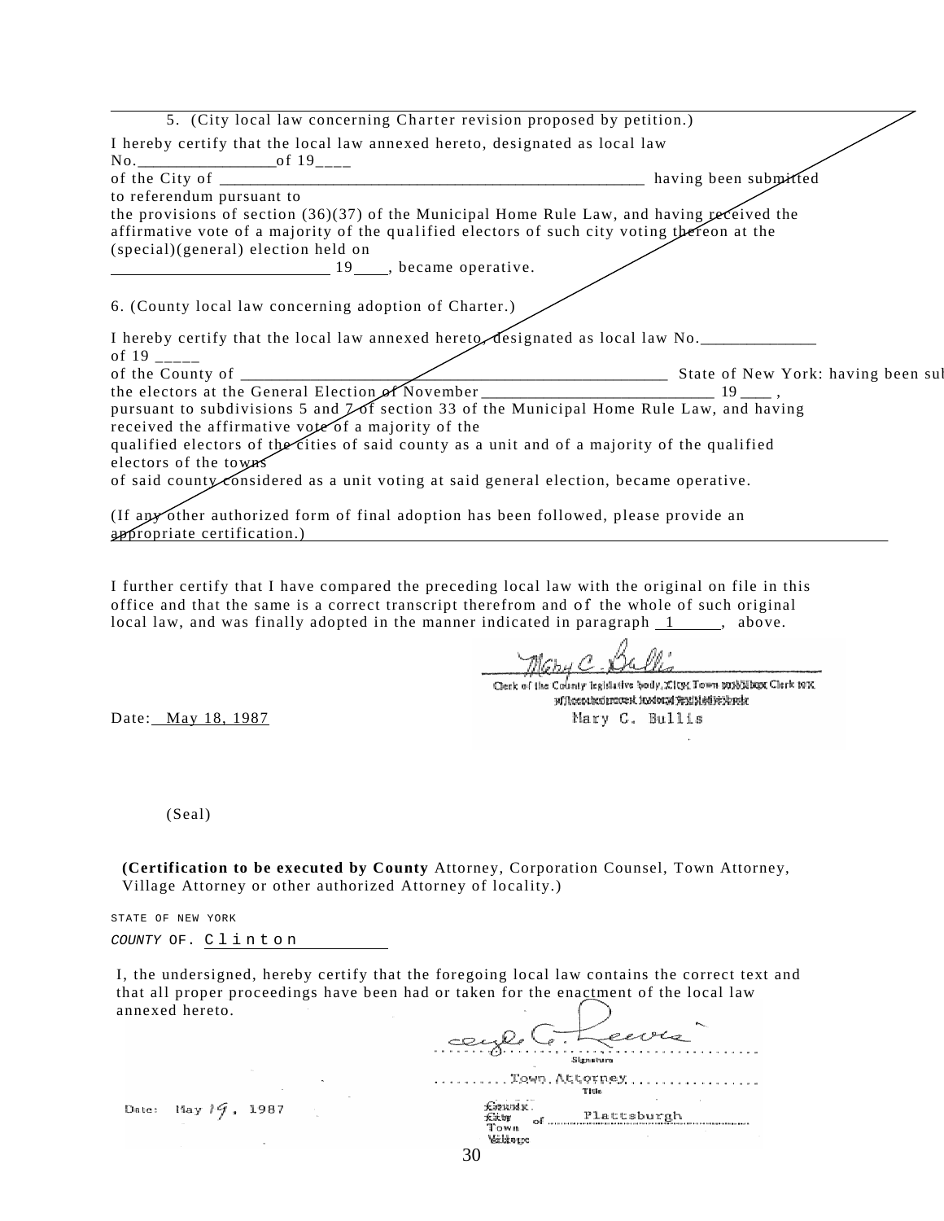5. (City local law concerning Charter revision proposed by petition.)

I hereby certify that the local law annexed hereto, designated as local law No.________________of 19____ of the City of ___________________________________________________ having been submitted to referendum pursuant to the provisions of section (36)(37) of the Municipal Home Rule Law, and having received the affirmative vote of a majority of the qualified electors of such city voting thereon at the (special)(general) election held on __________________________ 19____, became operative.

6. (County local law concerning adoption of Charter.)

I hereby certify that the local law annexed hereto, designated as local law No.______________ of 19 _____ of the County of ___________________________________________________ State of New York: having been sul the electors at the General Election of November ____________________________ 19 ____ , pursuant to subdivisions 5 and 7 of section 33 of the Municipal Home Rule Law, and having received the affirmative vote of a majority of the qualified electors of the cities of said county as a unit and of a majority of the qualified electors of the towns of said county considered as a unit voting at said general election, became operative.

(If any other authorized form of final adoption has been followed, please provide an appropriate certification.)

I further certify that I have compared the preceding local law with the original on file in this office and that the same is a correct transcript therefrom and of the whole of such original local law, and was finally adopted in the manner indicated in paragraph 1 , above.

Mary C. Bullis

Clerk of the County legislative body, City, Town or Village Clerk or officer designated by local legislative body

Mary C. Bullis

Date: May 18, 1987

(Seal)

**(Certification to be executed by County** Attorney, Corporation Counsel, Town Attorney, Village Attorney or other authorized Attorney of locality.)

STATE OF NEW YORK

*COUNTY* OF. Clinton

I, the undersigned, hereby certify that the foregoing local law contains the correct text and that all proper proceedings have been had or taken for the enactment of the local law annexed hereto.

Signature

Town Attorney

Title

County
City of Plattsburgh
Town
Village

Date: May 19, 1987